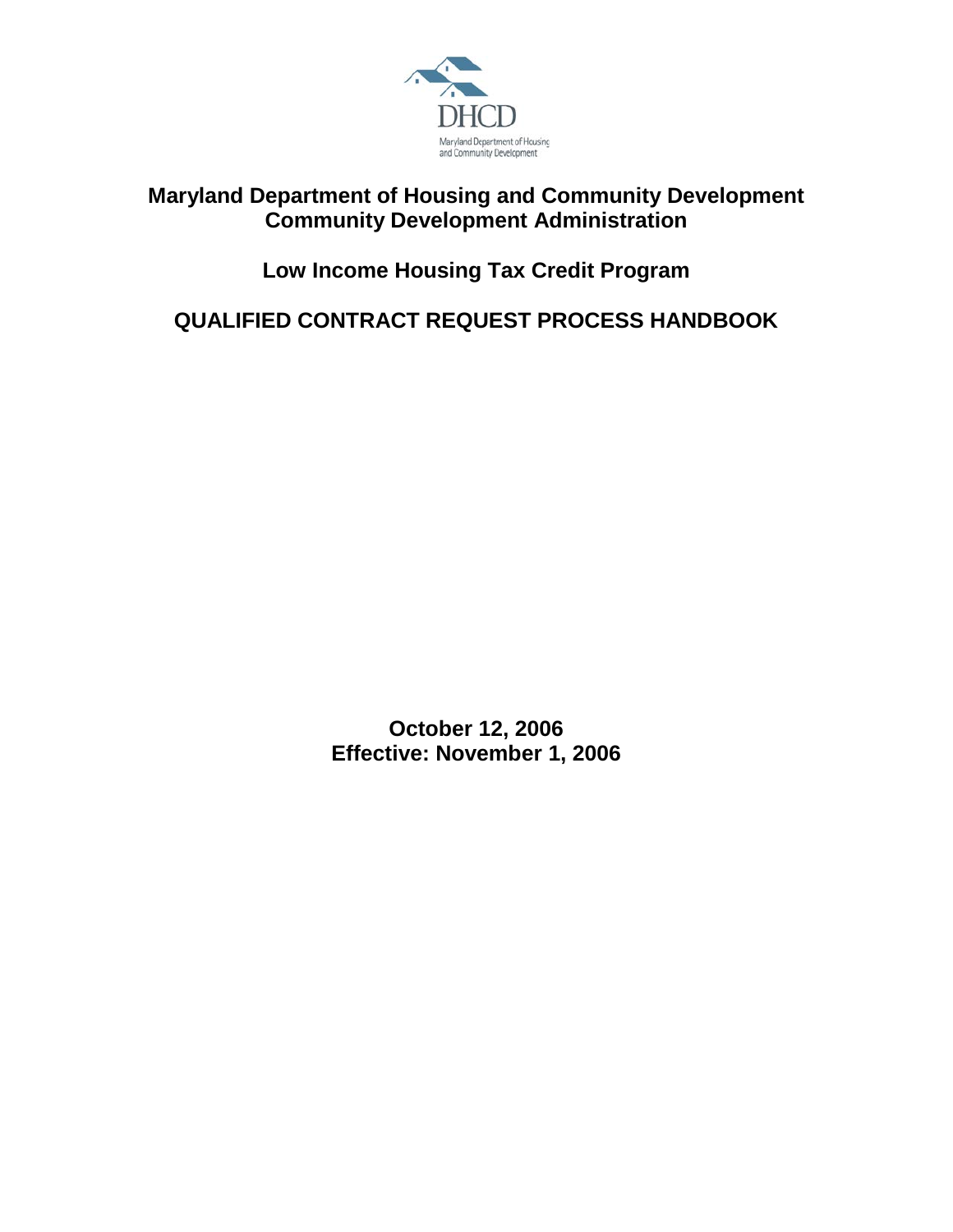DHCD

Maryland Department of Housing and Community Development

# Maryland Department of Housing and Community Development
# Community Development Administration

## Low Income Housing Tax Credit Program

## QUALIFIED CONTRACT REQUEST PROCESS HANDBOOK

**October 12, 2006**
**Effective: November 1, 2006**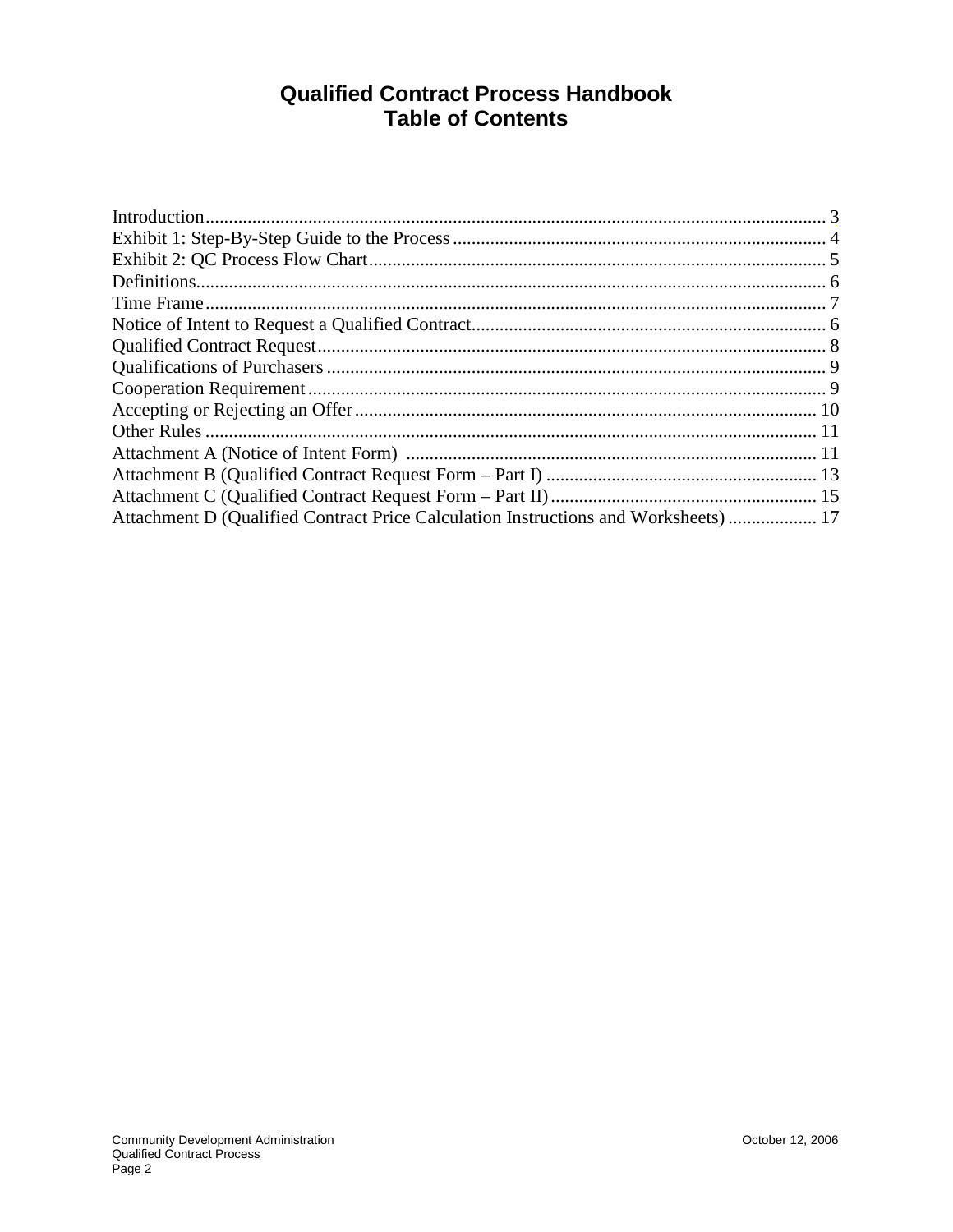# Qualified Contract Process Handbook
# Table of Contents

Introduction.................................................................................................................... 3
Exhibit 1: Step-By-Step Guide to the Process ................................................................ 4
Exhibit 2: QC Process Flow Chart.................................................................................. 5
Definitions...................................................................................................................... 6
Time Frame.................................................................................................................... 7
Notice of Intent to Request a Qualified Contract............................................................ 6
Qualified Contract Request............................................................................................. 8
Qualifications of Purchasers ........................................................................................... 9
Cooperation Requirement ............................................................................................... 9
Accepting or Rejecting an Offer..................................................................................... 10
Other Rules ..................................................................................................................... 11
Attachment A (Notice of Intent Form) ........................................................................... 11
Attachment B (Qualified Contract Request Form – Part I) ............................................ 13
Attachment C (Qualified Contract Request Form – Part II)............................................ 15
Attachment D (Qualified Contract Price Calculation Instructions and Worksheets) ...... 17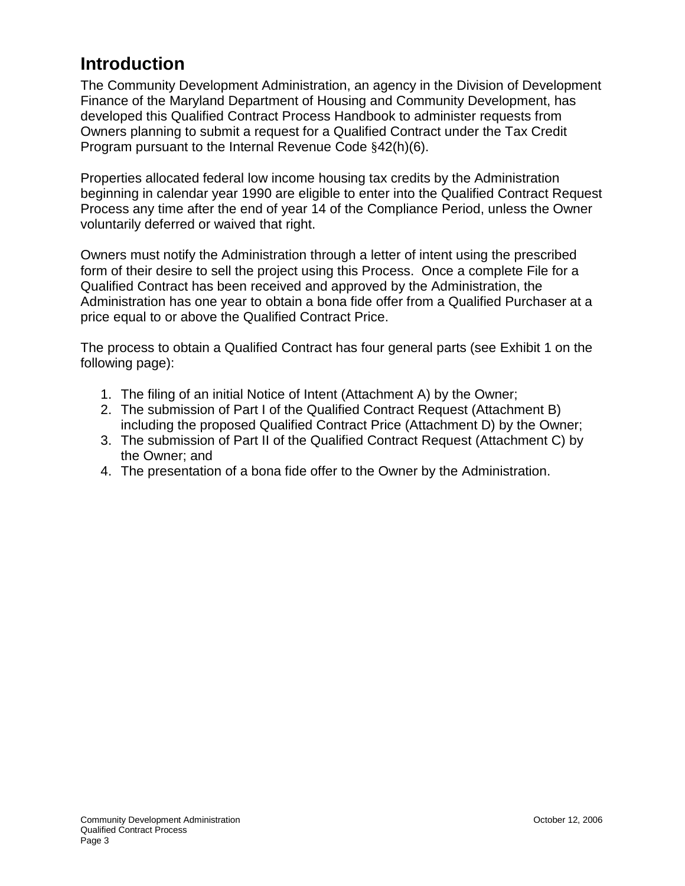# Introduction

The Community Development Administration, an agency in the Division of Development Finance of the Maryland Department of Housing and Community Development, has developed this Qualified Contract Process Handbook to administer requests from Owners planning to submit a request for a Qualified Contract under the Tax Credit Program pursuant to the Internal Revenue Code §42(h)(6).

Properties allocated federal low income housing tax credits by the Administration beginning in calendar year 1990 are eligible to enter into the Qualified Contract Request Process any time after the end of year 14 of the Compliance Period, unless the Owner voluntarily deferred or waived that right.

Owners must notify the Administration through a letter of intent using the prescribed form of their desire to sell the project using this Process. Once a complete File for a Qualified Contract has been received and approved by the Administration, the Administration has one year to obtain a bona fide offer from a Qualified Purchaser at a price equal to or above the Qualified Contract Price.

The process to obtain a Qualified Contract has four general parts (see Exhibit 1 on the following page):

1. The filing of an initial Notice of Intent (Attachment A) by the Owner;
2. The submission of Part I of the Qualified Contract Request (Attachment B) including the proposed Qualified Contract Price (Attachment D) by the Owner;
3. The submission of Part II of the Qualified Contract Request (Attachment C) by the Owner; and
4. The presentation of a bona fide offer to the Owner by the Administration.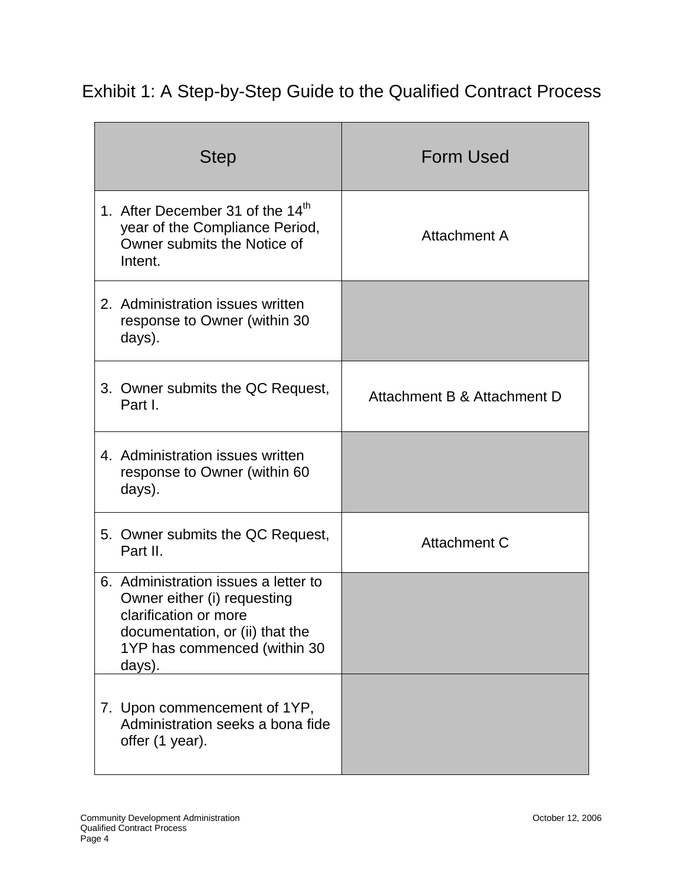# Exhibit 1: A Step-by-Step Guide to the Qualified Contract Process

| Step | Form Used |
|---|---|
| 1. After December 31 of the 14th year of the Compliance Period, Owner submits the Notice of Intent. | Attachment A |
| 2. Administration issues written response to Owner (within 30 days). | |
| 3. Owner submits the QC Request, Part I. | Attachment B & Attachment D |
| 4. Administration issues written response to Owner (within 60 days). | |
| 5. Owner submits the QC Request, Part II. | Attachment C |
| 6. Administration issues a letter to Owner either (i) requesting clarification or more documentation, or (ii) that the 1YP has commenced (within 30 days). | |
| 7. Upon commencement of 1YP, Administration seeks a bona fide offer (1 year). | |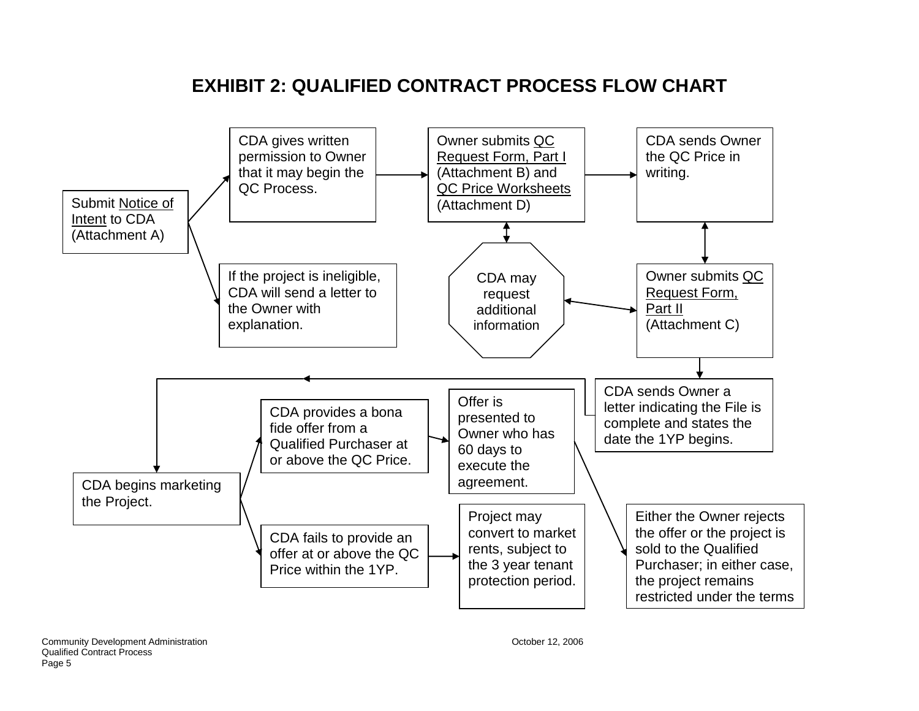# EXHIBIT 2: QUALIFIED CONTRACT PROCESS FLOW CHART

Submit Notice of Intent to CDA (Attachment A)

CDA gives written permission to Owner that it may begin the QC Process.

If the project is ineligible, CDA will send a letter to the Owner with explanation.

Owner submits QC Request Form, Part I (Attachment B) and QC Price Worksheets (Attachment D)

CDA may request additional information

CDA sends Owner the QC Price in writing.

Owner submits QC Request Form, Part II (Attachment C)

CDA sends Owner a letter indicating the File is complete and states the date the 1YP begins.

CDA begins marketing the Project.

CDA provides a bona fide offer from a Qualified Purchaser at or above the QC Price.

Offer is presented to Owner who has 60 days to execute the agreement.

Either the Owner rejects the offer or the project is sold to the Qualified Purchaser; in either case, the project remains restricted under the terms

CDA fails to provide an offer at or above the QC Price within the 1YP.

Project may convert to market rents, subject to the 3 year tenant protection period.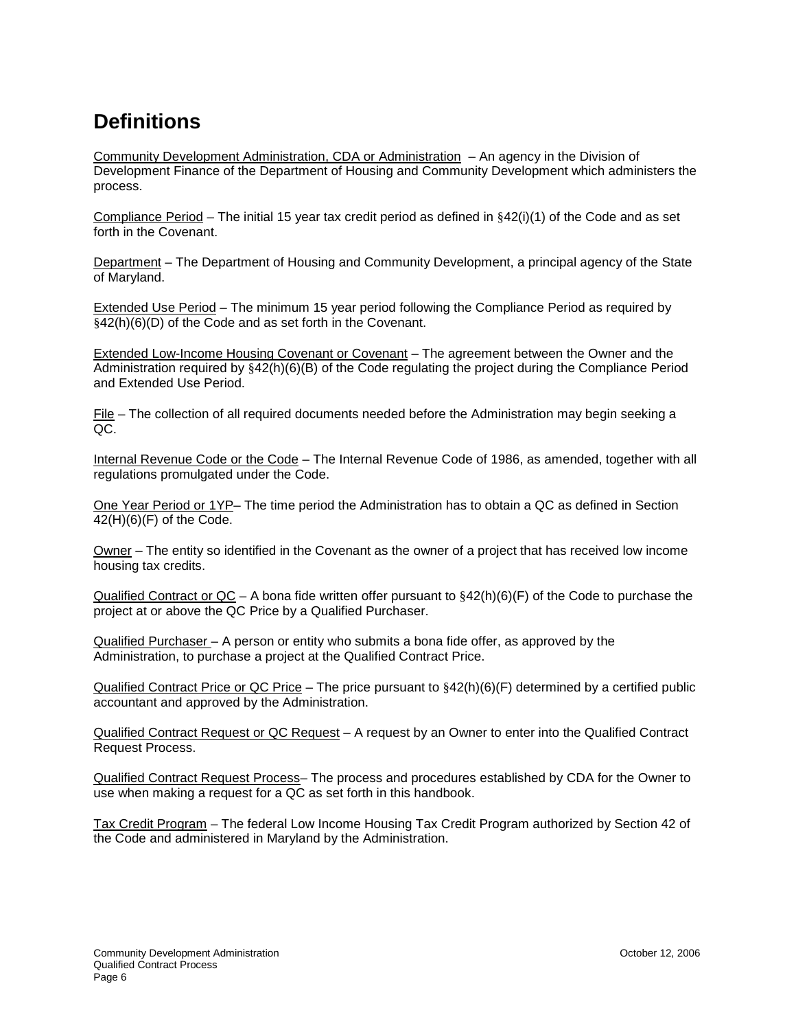## Definitions

<u>Community Development Administration, CDA or Administration</u> – An agency in the Division of Development Finance of the Department of Housing and Community Development which administers the process.

<u>Compliance Period</u> – The initial 15 year tax credit period as defined in §42(i)(1) of the Code and as set forth in the Covenant.

<u>Department</u> – The Department of Housing and Community Development, a principal agency of the State of Maryland.

<u>Extended Use Period</u> – The minimum 15 year period following the Compliance Period as required by §42(h)(6)(D) of the Code and as set forth in the Covenant.

<u>Extended Low-Income Housing Covenant or Covenant</u> – The agreement between the Owner and the Administration required by §42(h)(6)(B) of the Code regulating the project during the Compliance Period and Extended Use Period.

<u>File</u> – The collection of all required documents needed before the Administration may begin seeking a QC.

<u>Internal Revenue Code or the Code</u> – The Internal Revenue Code of 1986, as amended, together with all regulations promulgated under the Code.

<u>One Year Period or 1YP</u>– The time period the Administration has to obtain a QC as defined in Section 42(H)(6)(F) of the Code.

<u>Owner</u> – The entity so identified in the Covenant as the owner of a project that has received low income housing tax credits.

<u>Qualified Contract or QC</u> – A bona fide written offer pursuant to §42(h)(6)(F) of the Code to purchase the project at or above the QC Price by a Qualified Purchaser.

<u>Qualified Purchaser</u> – A person or entity who submits a bona fide offer, as approved by the Administration, to purchase a project at the Qualified Contract Price.

<u>Qualified Contract Price or QC Price</u> – The price pursuant to §42(h)(6)(F) determined by a certified public accountant and approved by the Administration.

<u>Qualified Contract Request or QC Request</u> – A request by an Owner to enter into the Qualified Contract Request Process.

<u>Qualified Contract Request Process</u>– The process and procedures established by CDA for the Owner to use when making a request for a QC as set forth in this handbook.

<u>Tax Credit Program</u> – The federal Low Income Housing Tax Credit Program authorized by Section 42 of the Code and administered in Maryland by the Administration.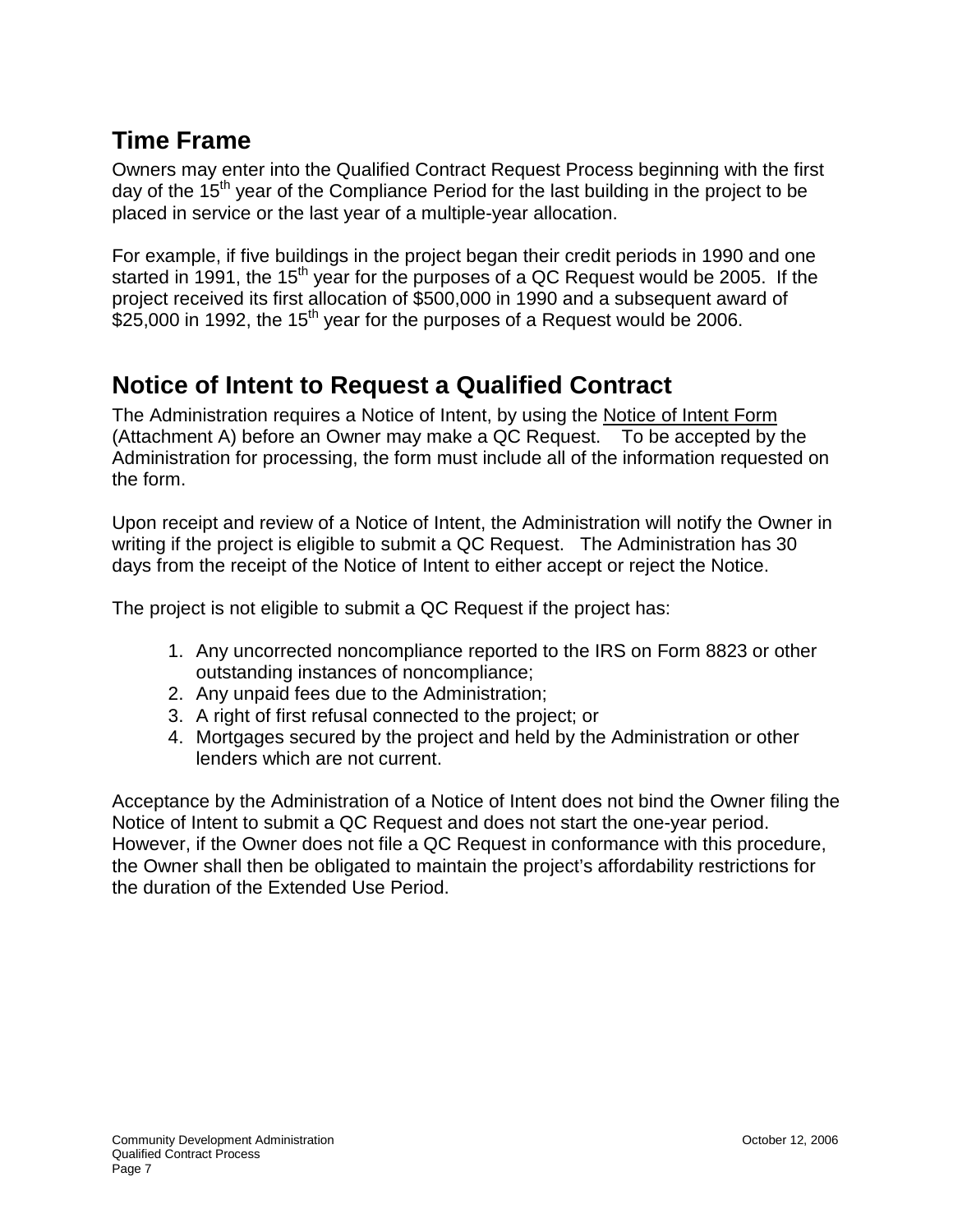## Time Frame

Owners may enter into the Qualified Contract Request Process beginning with the first day of the 15th year of the Compliance Period for the last building in the project to be placed in service or the last year of a multiple-year allocation.

For example, if five buildings in the project began their credit periods in 1990 and one started in 1991, the 15th year for the purposes of a QC Request would be 2005. If the project received its first allocation of $500,000 in 1990 and a subsequent award of $25,000 in 1992, the 15th year for the purposes of a Request would be 2006.

## Notice of Intent to Request a Qualified Contract

The Administration requires a Notice of Intent, by using the Notice of Intent Form (Attachment A) before an Owner may make a QC Request. To be accepted by the Administration for processing, the form must include all of the information requested on the form.

Upon receipt and review of a Notice of Intent, the Administration will notify the Owner in writing if the project is eligible to submit a QC Request. The Administration has 30 days from the receipt of the Notice of Intent to either accept or reject the Notice.

The project is not eligible to submit a QC Request if the project has:

1. Any uncorrected noncompliance reported to the IRS on Form 8823 or other outstanding instances of noncompliance;
2. Any unpaid fees due to the Administration;
3. A right of first refusal connected to the project; or
4. Mortgages secured by the project and held by the Administration or other lenders which are not current.

Acceptance by the Administration of a Notice of Intent does not bind the Owner filing the Notice of Intent to submit a QC Request and does not start the one-year period. However, if the Owner does not file a QC Request in conformance with this procedure, the Owner shall then be obligated to maintain the project's affordability restrictions for the duration of the Extended Use Period.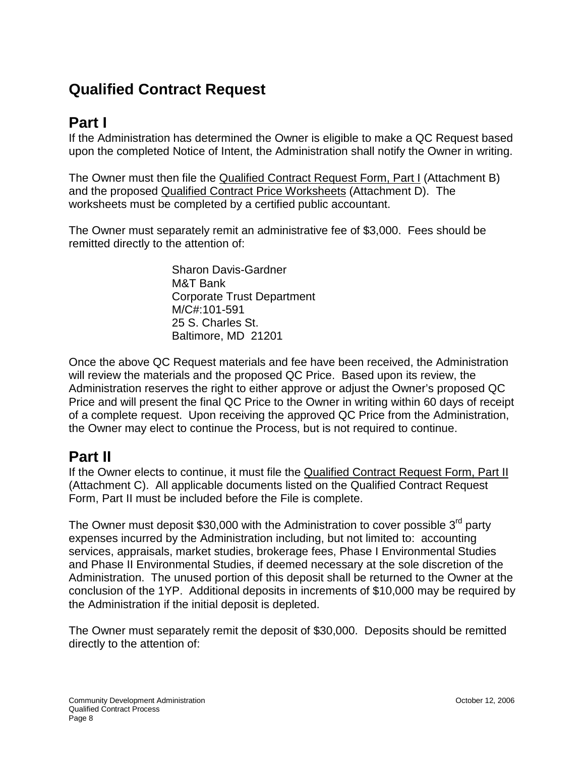## Qualified Contract Request

### Part I

If the Administration has determined the Owner is eligible to make a QC Request based upon the completed Notice of Intent, the Administration shall notify the Owner in writing.

The Owner must then file the Qualified Contract Request Form, Part I (Attachment B) and the proposed Qualified Contract Price Worksheets (Attachment D). The worksheets must be completed by a certified public accountant.

The Owner must separately remit an administrative fee of $3,000. Fees should be remitted directly to the attention of:

> Sharon Davis-Gardner
> M&T Bank
> Corporate Trust Department
> M/C#:101-591
> 25 S. Charles St.
> Baltimore, MD 21201

Once the above QC Request materials and fee have been received, the Administration will review the materials and the proposed QC Price. Based upon its review, the Administration reserves the right to either approve or adjust the Owner's proposed QC Price and will present the final QC Price to the Owner in writing within 60 days of receipt of a complete request. Upon receiving the approved QC Price from the Administration, the Owner may elect to continue the Process, but is not required to continue.

### Part II

If the Owner elects to continue, it must file the Qualified Contract Request Form, Part II (Attachment C). All applicable documents listed on the Qualified Contract Request Form, Part II must be included before the File is complete.

The Owner must deposit $30,000 with the Administration to cover possible 3rd party expenses incurred by the Administration including, but not limited to: accounting services, appraisals, market studies, brokerage fees, Phase I Environmental Studies and Phase II Environmental Studies, if deemed necessary at the sole discretion of the Administration. The unused portion of this deposit shall be returned to the Owner at the conclusion of the 1YP. Additional deposits in increments of $10,000 may be required by the Administration if the initial deposit is depleted.

The Owner must separately remit the deposit of $30,000. Deposits should be remitted directly to the attention of: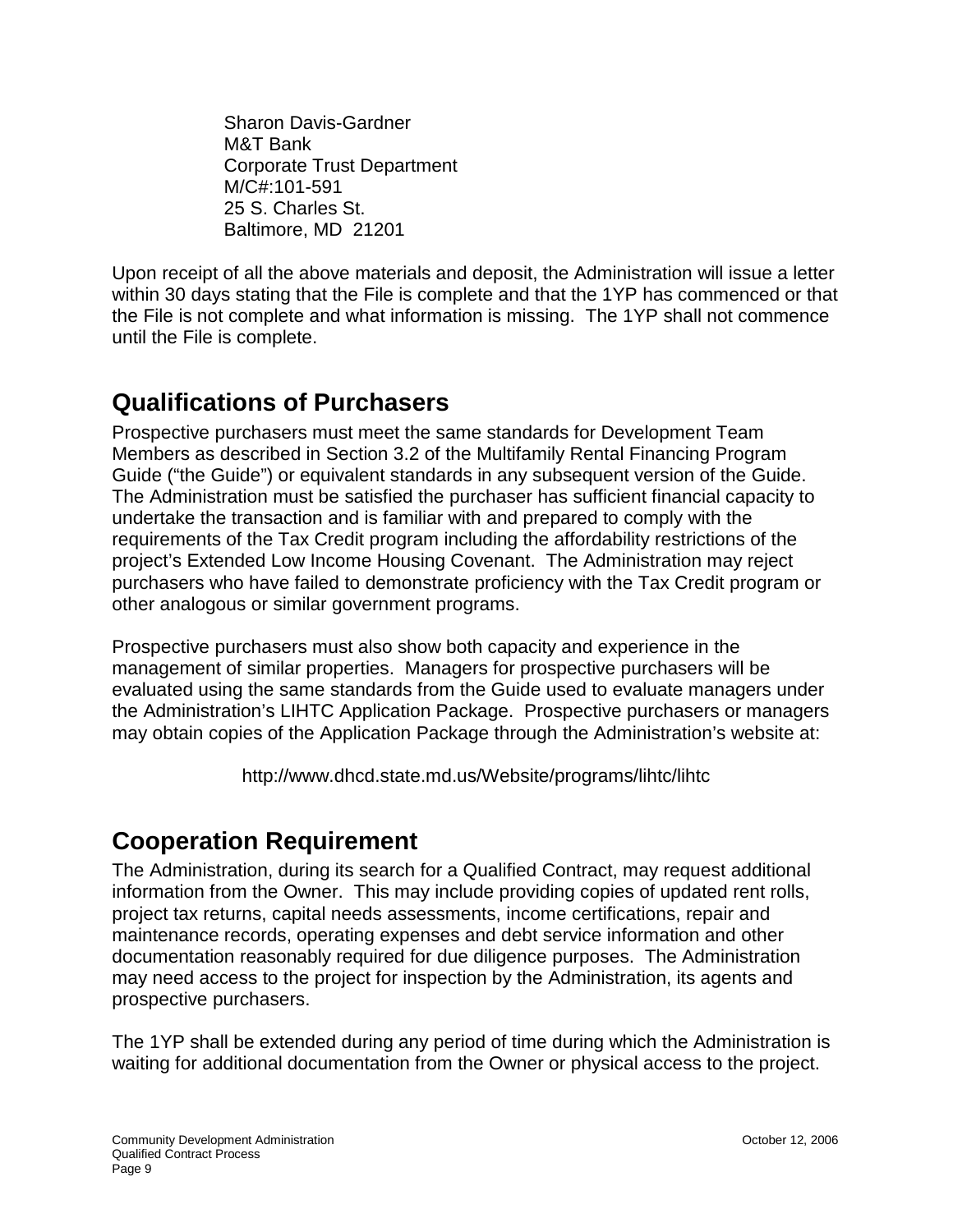Sharon Davis-Gardner
M&T Bank
Corporate Trust Department
M/C#:101-591
25 S. Charles St.
Baltimore, MD 21201

Upon receipt of all the above materials and deposit, the Administration will issue a letter within 30 days stating that the File is complete and that the 1YP has commenced or that the File is not complete and what information is missing. The 1YP shall not commence until the File is complete.

## Qualifications of Purchasers

Prospective purchasers must meet the same standards for Development Team Members as described in Section 3.2 of the Multifamily Rental Financing Program Guide ("the Guide") or equivalent standards in any subsequent version of the Guide. The Administration must be satisfied the purchaser has sufficient financial capacity to undertake the transaction and is familiar with and prepared to comply with the requirements of the Tax Credit program including the affordability restrictions of the project's Extended Low Income Housing Covenant. The Administration may reject purchasers who have failed to demonstrate proficiency with the Tax Credit program or other analogous or similar government programs.

Prospective purchasers must also show both capacity and experience in the management of similar properties. Managers for prospective purchasers will be evaluated using the same standards from the Guide used to evaluate managers under the Administration's LIHTC Application Package. Prospective purchasers or managers may obtain copies of the Application Package through the Administration's website at:

http://www.dhcd.state.md.us/Website/programs/lihtc/lihtc

## Cooperation Requirement

The Administration, during its search for a Qualified Contract, may request additional information from the Owner. This may include providing copies of updated rent rolls, project tax returns, capital needs assessments, income certifications, repair and maintenance records, operating expenses and debt service information and other documentation reasonably required for due diligence purposes. The Administration may need access to the project for inspection by the Administration, its agents and prospective purchasers.

The 1YP shall be extended during any period of time during which the Administration is waiting for additional documentation from the Owner or physical access to the project.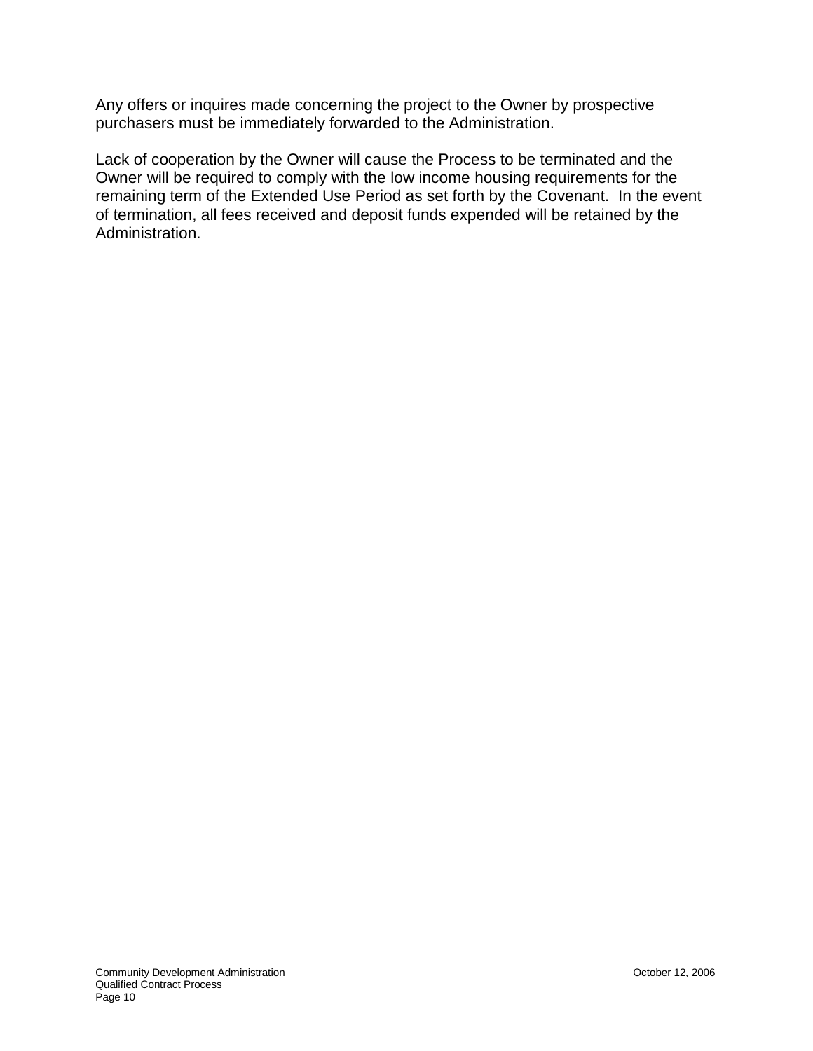Any offers or inquires made concerning the project to the Owner by prospective purchasers must be immediately forwarded to the Administration.

Lack of cooperation by the Owner will cause the Process to be terminated and the Owner will be required to comply with the low income housing requirements for the remaining term of the Extended Use Period as set forth by the Covenant. In the event of termination, all fees received and deposit funds expended will be retained by the Administration.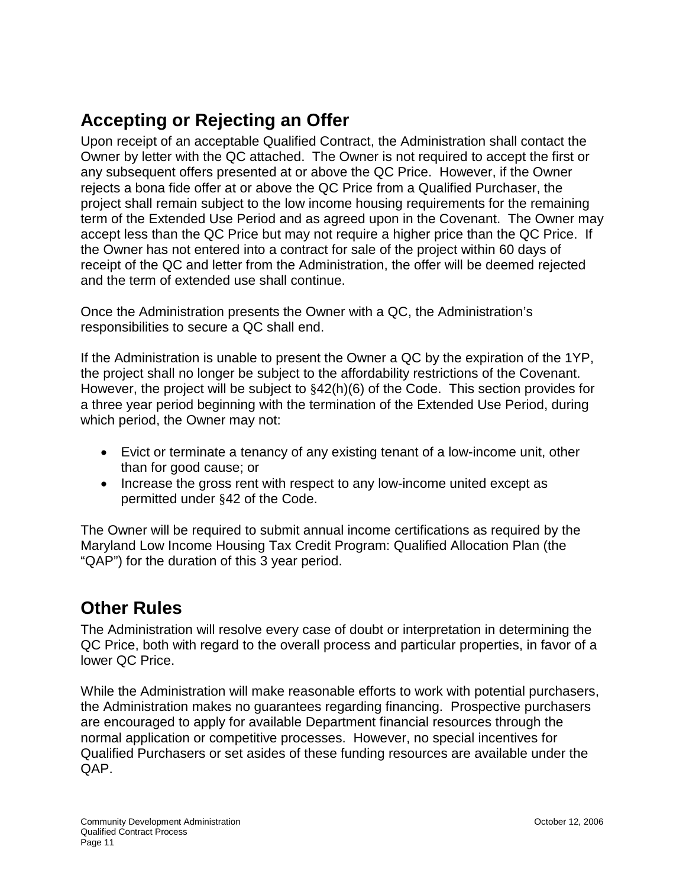## Accepting or Rejecting an Offer

Upon receipt of an acceptable Qualified Contract, the Administration shall contact the Owner by letter with the QC attached. The Owner is not required to accept the first or any subsequent offers presented at or above the QC Price. However, if the Owner rejects a bona fide offer at or above the QC Price from a Qualified Purchaser, the project shall remain subject to the low income housing requirements for the remaining term of the Extended Use Period and as agreed upon in the Covenant. The Owner may accept less than the QC Price but may not require a higher price than the QC Price. If the Owner has not entered into a contract for sale of the project within 60 days of receipt of the QC and letter from the Administration, the offer will be deemed rejected and the term of extended use shall continue.

Once the Administration presents the Owner with a QC, the Administration's responsibilities to secure a QC shall end.

If the Administration is unable to present the Owner a QC by the expiration of the 1YP, the project shall no longer be subject to the affordability restrictions of the Covenant. However, the project will be subject to §42(h)(6) of the Code. This section provides for a three year period beginning with the termination of the Extended Use Period, during which period, the Owner may not:

- Evict or terminate a tenancy of any existing tenant of a low-income unit, other than for good cause; or
- Increase the gross rent with respect to any low-income united except as permitted under §42 of the Code.

The Owner will be required to submit annual income certifications as required by the Maryland Low Income Housing Tax Credit Program: Qualified Allocation Plan (the "QAP") for the duration of this 3 year period.

## Other Rules

The Administration will resolve every case of doubt or interpretation in determining the QC Price, both with regard to the overall process and particular properties, in favor of a lower QC Price.

While the Administration will make reasonable efforts to work with potential purchasers, the Administration makes no guarantees regarding financing. Prospective purchasers are encouraged to apply for available Department financial resources through the normal application or competitive processes. However, no special incentives for Qualified Purchasers or set asides of these funding resources are available under the QAP.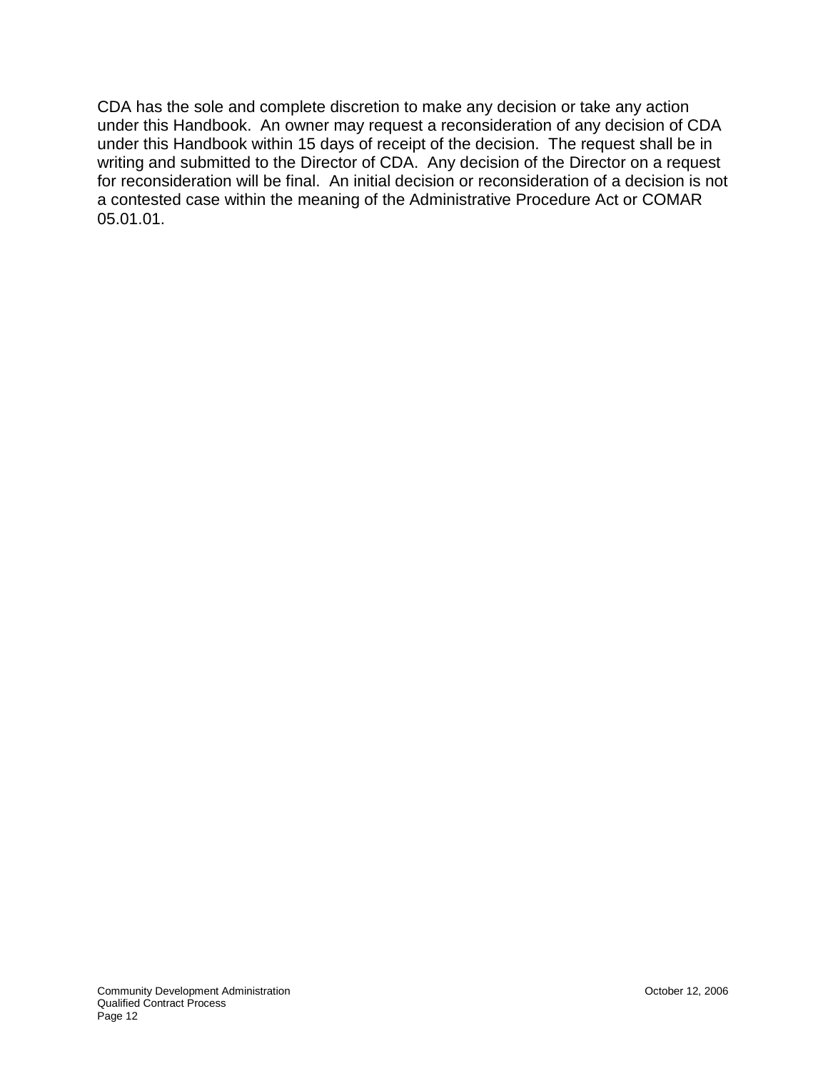CDA has the sole and complete discretion to make any decision or take any action under this Handbook. An owner may request a reconsideration of any decision of CDA under this Handbook within 15 days of receipt of the decision. The request shall be in writing and submitted to the Director of CDA. Any decision of the Director on a request for reconsideration will be final. An initial decision or reconsideration of a decision is not a contested case within the meaning of the Administrative Procedure Act or COMAR 05.01.01.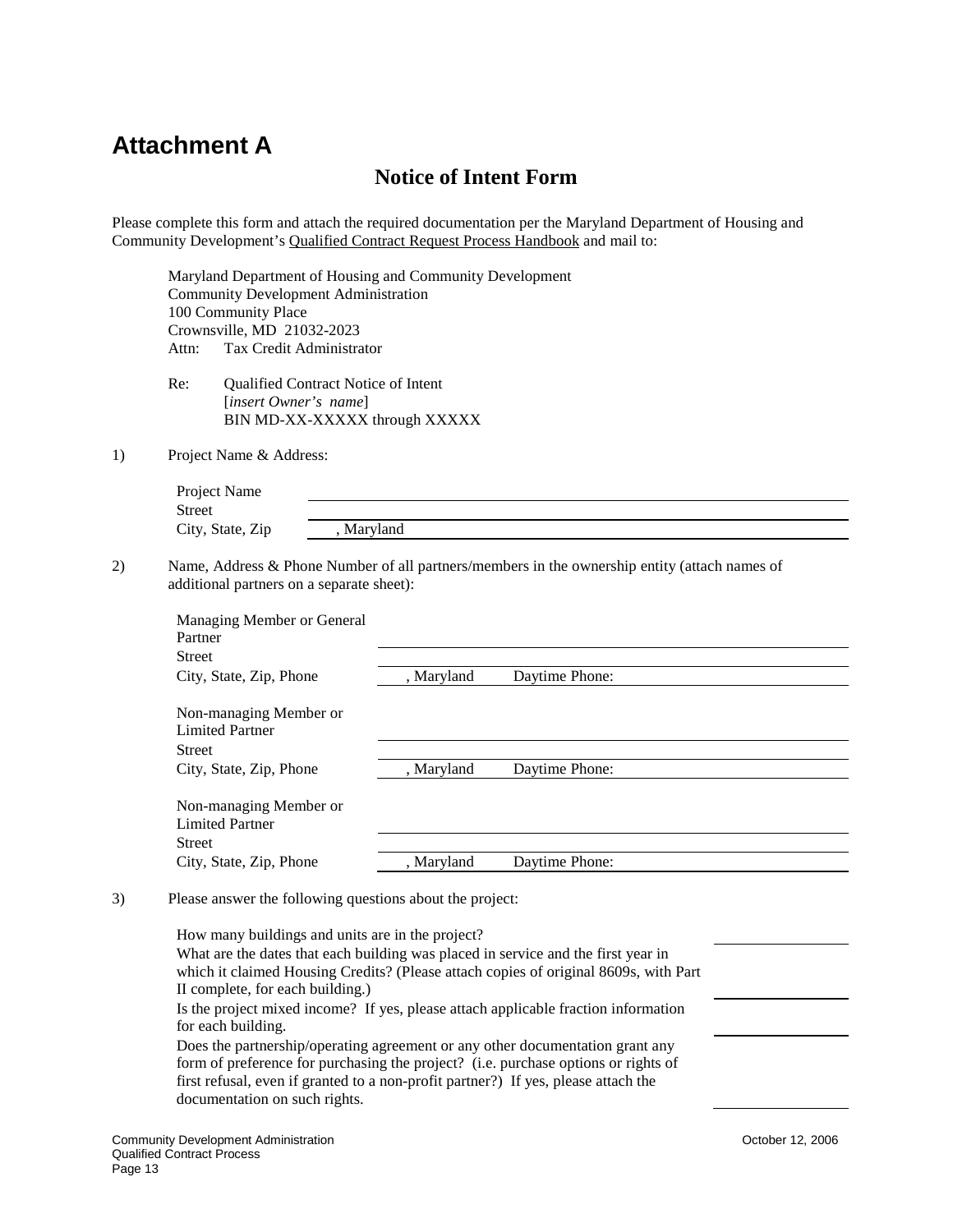# Attachment A

## Notice of Intent Form

Please complete this form and attach the required documentation per the Maryland Department of Housing and Community Development's Qualified Contract Request Process Handbook and mail to:

Maryland Department of Housing and Community Development
Community Development Administration
100 Community Place
Crownsville, MD 21032-2023
Attn: Tax Credit Administrator

Re: Qualified Contract Notice of Intent
[*insert Owner's name*]
BIN MD-XX-XXXXX through XXXXX

1) Project Name & Address:

| | |
|---|---|
| Project Name | |
| Street | |
| City, State, Zip | , Maryland |

2) Name, Address & Phone Number of all partners/members in the ownership entity (attach names of additional partners on a separate sheet):

| | | |
|---|---|---|
| Managing Member or General Partner | | |
| Street | | |
| City, State, Zip, Phone | , Maryland | Daytime Phone: |
| Non-managing Member or Limited Partner | | |
| Street | | |
| City, State, Zip, Phone | , Maryland | Daytime Phone: |
| Non-managing Member or Limited Partner | | |
| Street | | |
| City, State, Zip, Phone | , Maryland | Daytime Phone: |

3) Please answer the following questions about the project:

| | |
|---|---|
| How many buildings and units are in the project? | |
| What are the dates that each building was placed in service and the first year in which it claimed Housing Credits? (Please attach copies of original 8609s, with Part II complete, for each building.) | |
| Is the project mixed income? If yes, please attach applicable fraction information for each building. | |
| Does the partnership/operating agreement or any other documentation grant any form of preference for purchasing the project? (i.e. purchase options or rights of first refusal, even if granted to a non-profit partner?) If yes, please attach the documentation on such rights. | |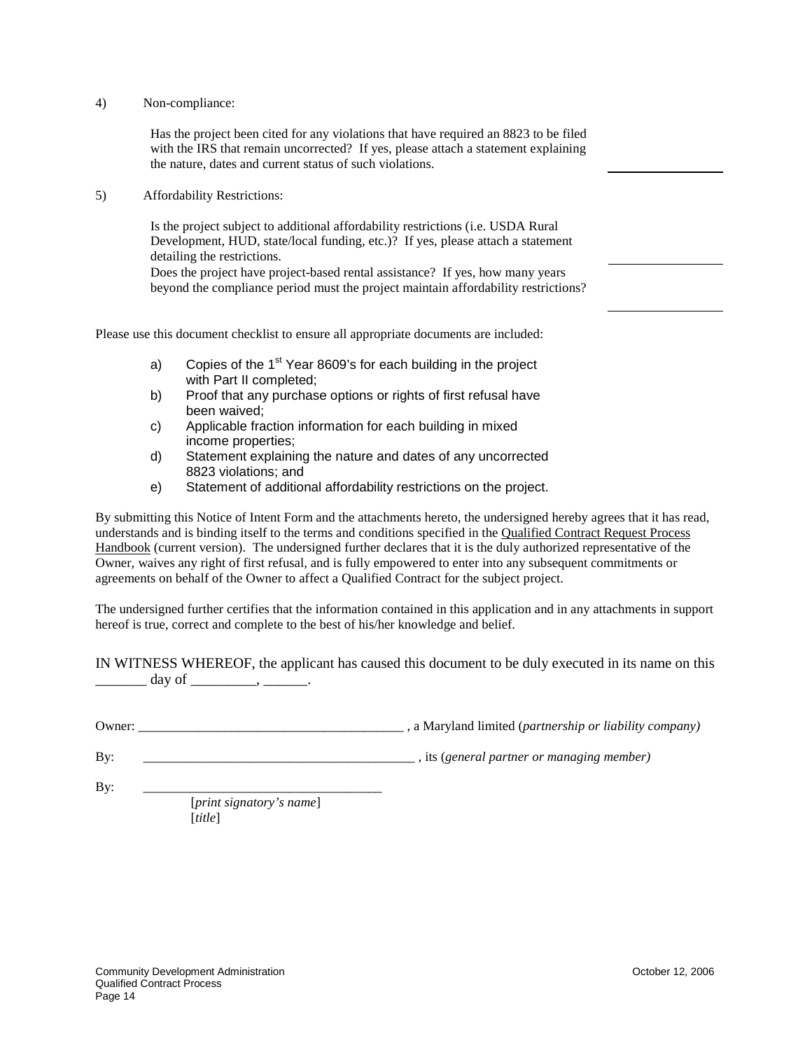4) Non-compliance:

Has the project been cited for any violations that have required an 8823 to be filed with the IRS that remain uncorrected? If yes, please attach a statement explaining the nature, dates and current status of such violations. \_\_\_\_\_\_\_\_\_\_\_\_\_\_\_\_

5) Affordability Restrictions:

Is the project subject to additional affordability restrictions (i.e. USDA Rural Development, HUD, state/local funding, etc.)? If yes, please attach a statement detailing the restrictions. \_\_\_\_\_\_\_\_\_\_\_\_\_\_\_\_

Does the project have project-based rental assistance? If yes, how many years beyond the compliance period must the project maintain affordability restrictions? \_\_\_\_\_\_\_\_\_\_\_\_\_\_\_\_

Please use this document checklist to ensure all appropriate documents are included:

a) Copies of the 1st Year 8609's for each building in the project with Part II completed;
b) Proof that any purchase options or rights of first refusal have been waived;
c) Applicable fraction information for each building in mixed income properties;
d) Statement explaining the nature and dates of any uncorrected 8823 violations; and
e) Statement of additional affordability restrictions on the project.

By submitting this Notice of Intent Form and the attachments hereto, the undersigned hereby agrees that it has read, understands and is binding itself to the terms and conditions specified in the <u>Qualified Contract Request Process Handbook</u> (current version). The undersigned further declares that it is the duly authorized representative of the Owner, waives any right of first refusal, and is fully empowered to enter into any subsequent commitments or agreements on behalf of the Owner to affect a Qualified Contract for the subject project.

The undersigned further certifies that the information contained in this application and in any attachments in support hereof is true, correct and complete to the best of his/her knowledge and belief.

IN WITNESS WHEREOF, the applicant has caused this document to be duly executed in its name on this \_\_\_\_\_\_\_ day of \_\_\_\_\_\_\_\_\_, \_\_\_\_\_\_.

Owner: \_\_\_\_\_\_\_\_\_\_\_\_\_\_\_\_\_\_\_\_\_\_\_\_\_\_\_\_\_\_\_\_\_\_\_\_\_\_\_ , a Maryland limited (*partnership or liability company)*

By: \_\_\_\_\_\_\_\_\_\_\_\_\_\_\_\_\_\_\_\_\_\_\_\_\_\_\_\_\_\_\_\_\_\_\_\_\_\_\_\_ , its (*general partner or managing member)*

By: \_\_\_\_\_\_\_\_\_\_\_\_\_\_\_\_\_\_\_\_\_\_\_\_\_\_\_\_\_\_\_\_\_\_\_
[*print signatory's name*]
[*title*]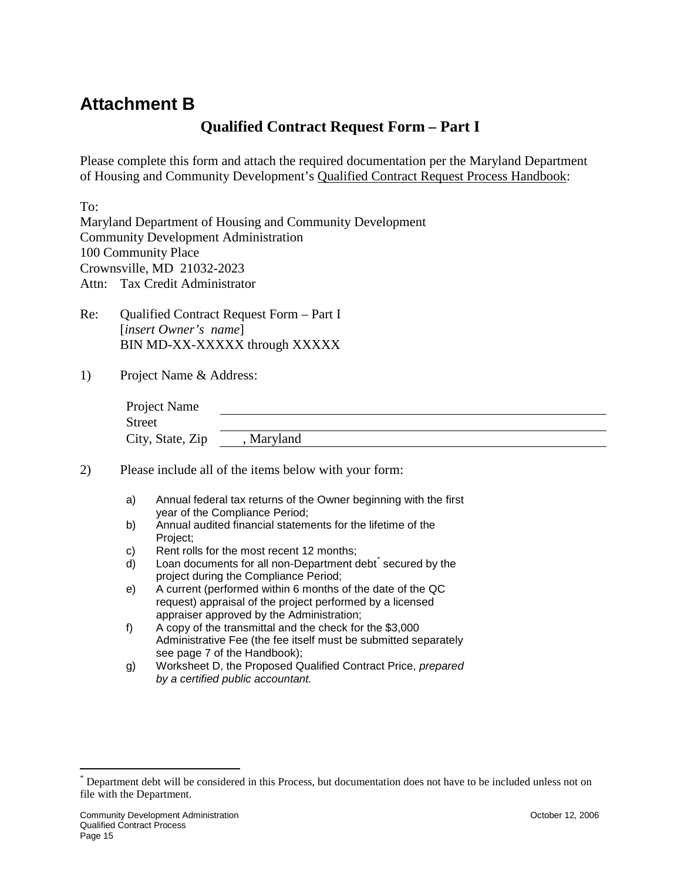# Attachment B

## Qualified Contract Request Form – Part I

Please complete this form and attach the required documentation per the Maryland Department of Housing and Community Development's Qualified Contract Request Process Handbook:

To:
Maryland Department of Housing and Community Development
Community Development Administration
100 Community Place
Crownsville, MD 21032-2023
Attn: Tax Credit Administrator

Re: Qualified Contract Request Form – Part I
[*insert Owner's name*]
BIN MD-XX-XXXXX through XXXXX

1) Project Name & Address:

| | |
|---|---|
| Project Name | |
| Street | |
| City, State, Zip | , Maryland |

2) Please include all of the items below with your form:

   a) Annual federal tax returns of the Owner beginning with the first year of the Compliance Period;
   b) Annual audited financial statements for the lifetime of the Project;
   c) Rent rolls for the most recent 12 months;
   d) Loan documents for all non-Department debt[*] secured by the project during the Compliance Period;
   e) A current (performed within 6 months of the date of the QC request) appraisal of the project performed by a licensed appraiser approved by the Administration;
   f) A copy of the transmittal and the check for the $3,000 Administrative Fee (the fee itself must be submitted separately see page 7 of the Handbook);
   g) Worksheet D, the Proposed Qualified Contract Price, *prepared by a certified public accountant.*

[*] Department debt will be considered in this Process, but documentation does not have to be included unless not on file with the Department.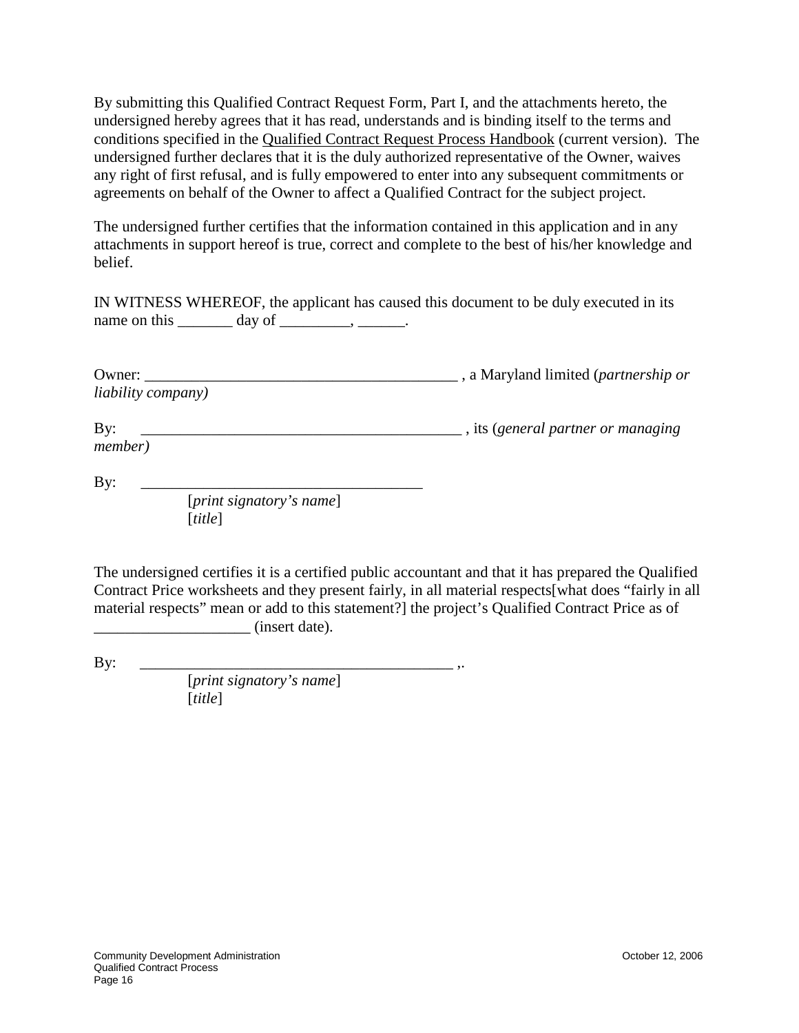By submitting this Qualified Contract Request Form, Part I, and the attachments hereto, the undersigned hereby agrees that it has read, understands and is binding itself to the terms and conditions specified in the Qualified Contract Request Process Handbook (current version). The undersigned further declares that it is the duly authorized representative of the Owner, waives any right of first refusal, and is fully empowered to enter into any subsequent commitments or agreements on behalf of the Owner to affect a Qualified Contract for the subject project.

The undersigned further certifies that the information contained in this application and in any attachments in support hereof is true, correct and complete to the best of his/her knowledge and belief.

IN WITNESS WHEREOF, the applicant has caused this document to be duly executed in its name on this _______ day of _________, ______.

Owner: ________________________________________ , a Maryland limited (*partnership or liability company)*

By: _________________________________________ , its (*general partner or managing member)*

By: _____________________________________
[*print signatory's name*]
[*title*]

The undersigned certifies it is a certified public accountant and that it has prepared the Qualified Contract Price worksheets and they present fairly, in all material respects[what does "fairly in all material respects" mean or add to this statement?] the project's Qualified Contract Price as of ____________________ (insert date).

By: ________________________________________ ,.
[*print signatory's name*]
[*title*]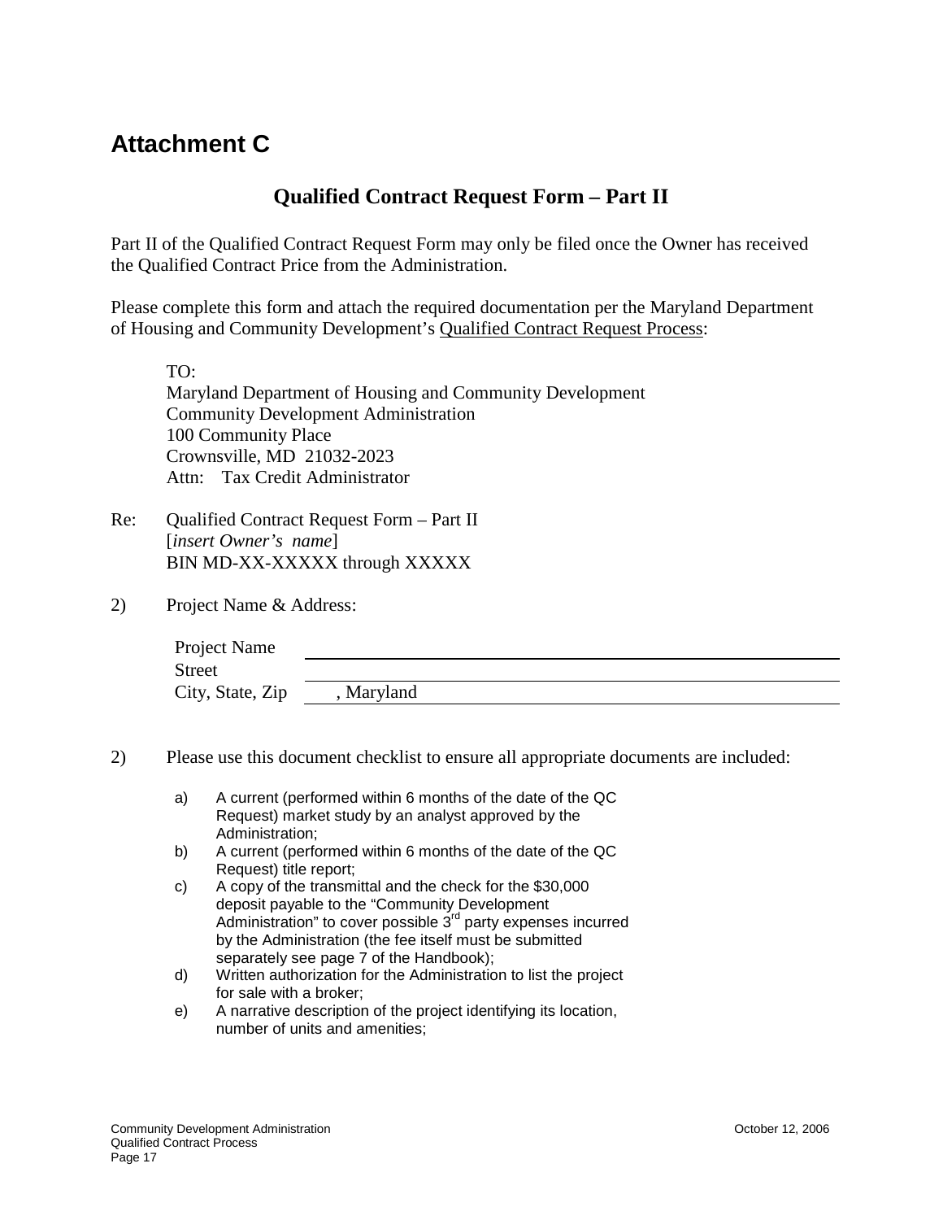# Attachment C

## Qualified Contract Request Form – Part II

Part II of the Qualified Contract Request Form may only be filed once the Owner has received the Qualified Contract Price from the Administration.

Please complete this form and attach the required documentation per the Maryland Department of Housing and Community Development's Qualified Contract Request Process:

TO:
Maryland Department of Housing and Community Development
Community Development Administration
100 Community Place
Crownsville, MD 21032-2023
Attn: Tax Credit Administrator

Re: Qualified Contract Request Form – Part II
[*insert Owner's name*]
BIN MD-XX-XXXXX through XXXXX

2) Project Name & Address:

| | |
|---|---|
| Project Name | |
| Street | |
| City, State, Zip | , Maryland |

2) Please use this document checklist to ensure all appropriate documents are included:

a) A current (performed within 6 months of the date of the QC Request) market study by an analyst approved by the Administration;

b) A current (performed within 6 months of the date of the QC Request) title report;

c) A copy of the transmittal and the check for the $30,000 deposit payable to the "Community Development Administration" to cover possible 3rd party expenses incurred by the Administration (the fee itself must be submitted separately see page 7 of the Handbook);

d) Written authorization for the Administration to list the project for sale with a broker;

e) A narrative description of the project identifying its location, number of units and amenities;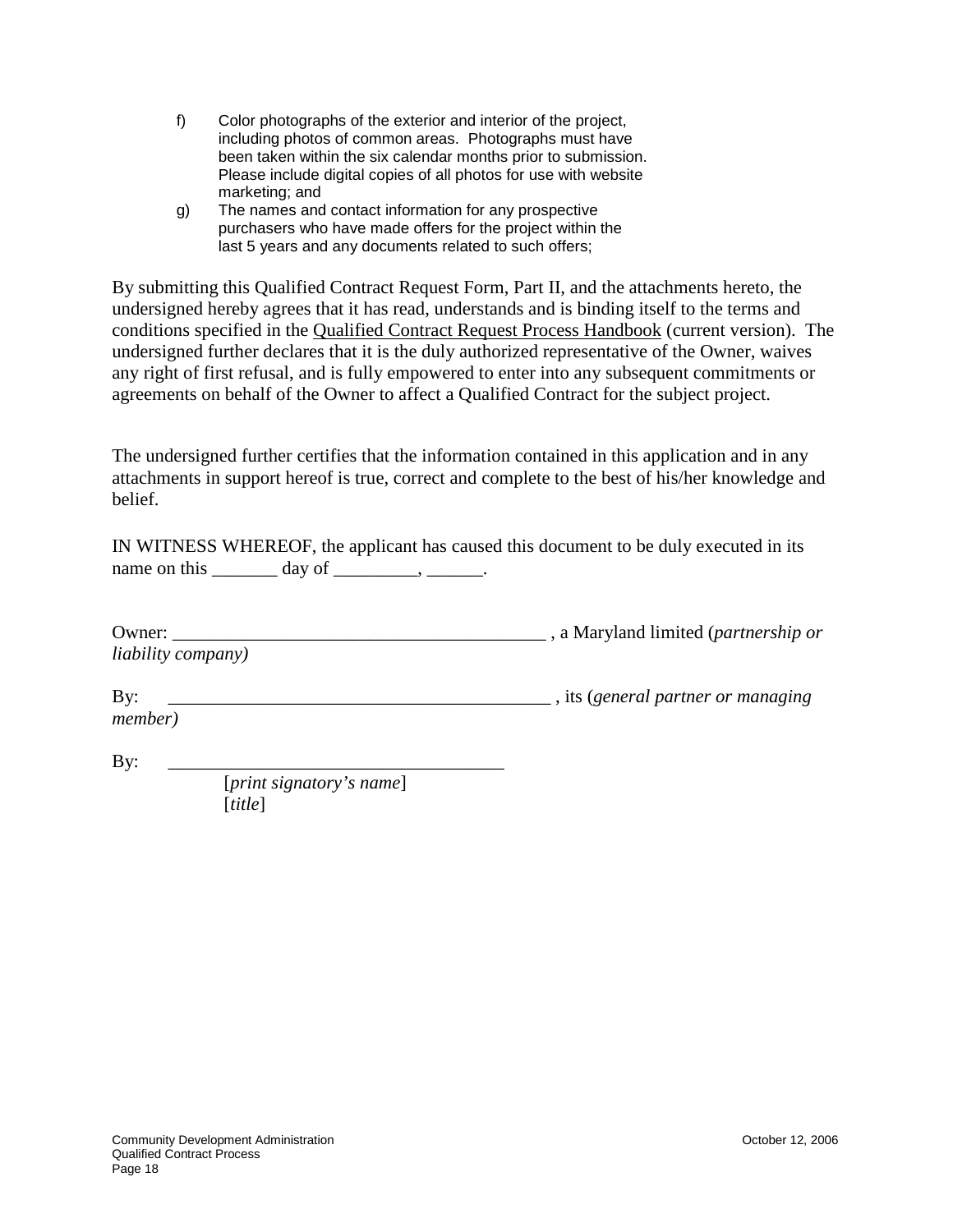f) Color photographs of the exterior and interior of the project, including photos of common areas. Photographs must have been taken within the six calendar months prior to submission. Please include digital copies of all photos for use with website marketing; and

g) The names and contact information for any prospective purchasers who have made offers for the project within the last 5 years and any documents related to such offers;

By submitting this Qualified Contract Request Form, Part II, and the attachments hereto, the undersigned hereby agrees that it has read, understands and is binding itself to the terms and conditions specified in the Qualified Contract Request Process Handbook (current version). The undersigned further declares that it is the duly authorized representative of the Owner, waives any right of first refusal, and is fully empowered to enter into any subsequent commitments or agreements on behalf of the Owner to affect a Qualified Contract for the subject project.

The undersigned further certifies that the information contained in this application and in any attachments in support hereof is true, correct and complete to the best of his/her knowledge and belief.

IN WITNESS WHEREOF, the applicant has caused this document to be duly executed in its name on this _______ day of _________, ______.

Owner: ________________________________________ , a Maryland limited (*partnership or liability company)*

By: _________________________________________ , its (*general partner or managing member)*

By: ___________________________________
[*print signatory's name*]
[*title*]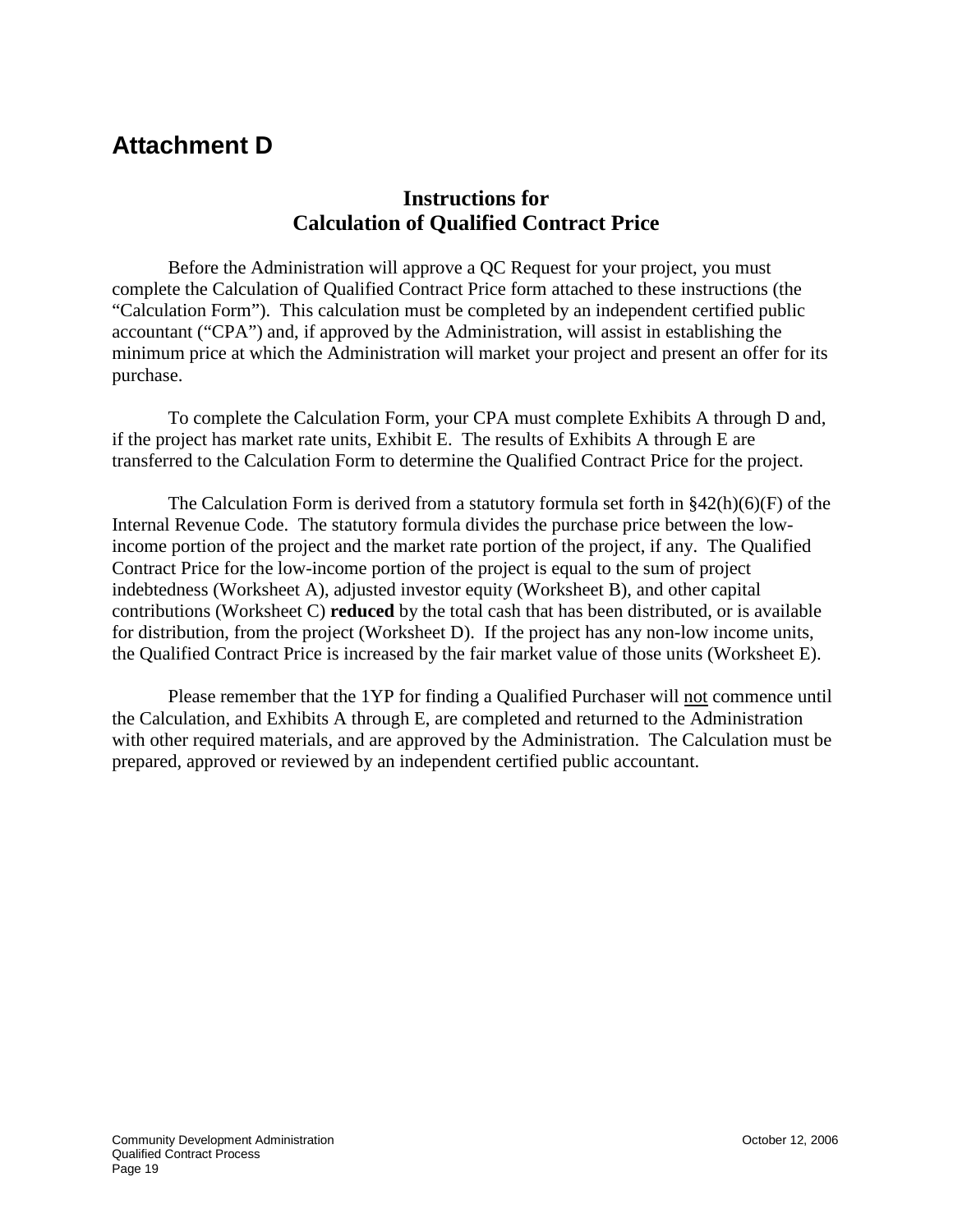# Attachment D

## Instructions for Calculation of Qualified Contract Price

Before the Administration will approve a QC Request for your project, you must complete the Calculation of Qualified Contract Price form attached to these instructions (the "Calculation Form"). This calculation must be completed by an independent certified public accountant ("CPA") and, if approved by the Administration, will assist in establishing the minimum price at which the Administration will market your project and present an offer for its purchase.

To complete the Calculation Form, your CPA must complete Exhibits A through D and, if the project has market rate units, Exhibit E. The results of Exhibits A through E are transferred to the Calculation Form to determine the Qualified Contract Price for the project.

The Calculation Form is derived from a statutory formula set forth in §42(h)(6)(F) of the Internal Revenue Code. The statutory formula divides the purchase price between the low-income portion of the project and the market rate portion of the project, if any. The Qualified Contract Price for the low-income portion of the project is equal to the sum of project indebtedness (Worksheet A), adjusted investor equity (Worksheet B), and other capital contributions (Worksheet C) **reduced** by the total cash that has been distributed, or is available for distribution, from the project (Worksheet D). If the project has any non-low income units, the Qualified Contract Price is increased by the fair market value of those units (Worksheet E).

Please remember that the 1YP for finding a Qualified Purchaser will <u>not</u> commence until the Calculation, and Exhibits A through E, are completed and returned to the Administration with other required materials, and are approved by the Administration. The Calculation must be prepared, approved or reviewed by an independent certified public accountant.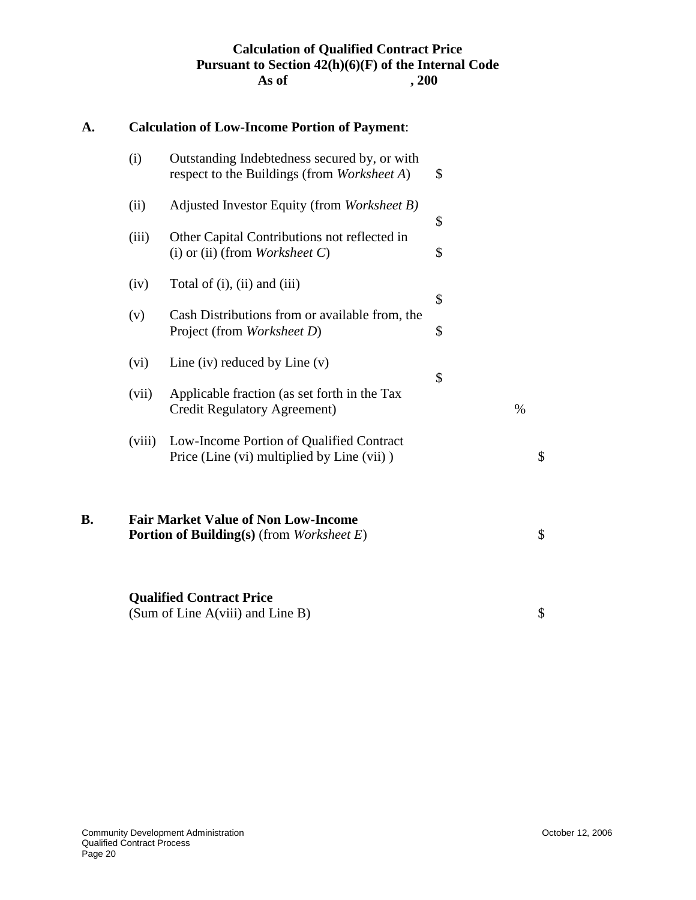**Calculation of Qualified Contract Price**
**Pursuant to Section 42(h)(6)(F) of the Internal Code**
**As of , 200**

**A. Calculation of Low-Income Portion of Payment**:

| | | | | |
|---|---|---|---|---|
| (i) | Outstanding Indebtedness secured by, or with respect to the Buildings (from *Worksheet A*) | $ | | |
| (ii) | Adjusted Investor Equity (from *Worksheet B)* | $ | | |
| (iii) | Other Capital Contributions not reflected in (i) or (ii) (from *Worksheet C*) | $ | | |
| (iv) | Total of (i), (ii) and (iii) | $ | | |
| (v) | Cash Distributions from or available from, the Project (from *Worksheet D*) | $ | | |
| (vi) | Line (iv) reduced by Line (v) | $ | | |
| (vii) | Applicable fraction (as set forth in the Tax Credit Regulatory Agreement) | | % | |
| (viii) | Low-Income Portion of Qualified Contract Price (Line (vi) multiplied by Line (vii) ) | | | $ |

**B. Fair Market Value of Non Low-Income Portion of Building(s)** (from *Worksheet E*) $

**Qualified Contract Price**
(Sum of Line A(viii) and Line B) $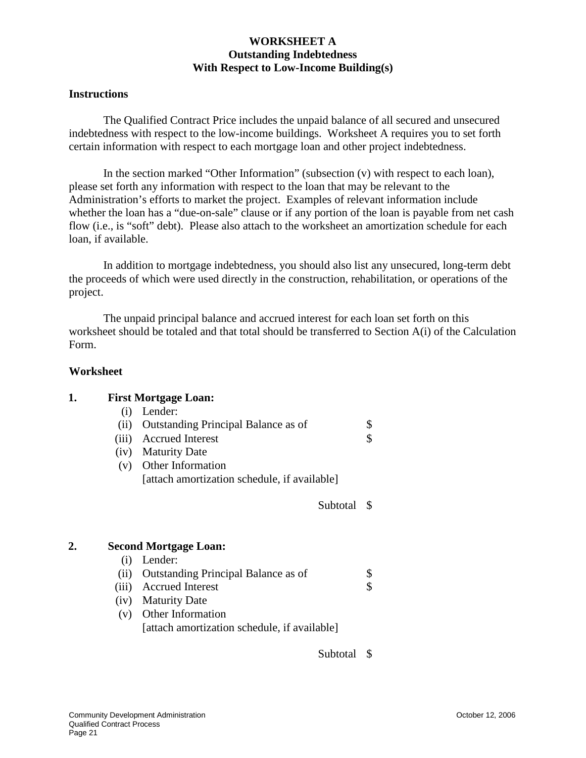# WORKSHEET A
## Outstanding Indebtedness
## With Respect to Low-Income Building(s)

**Instructions**

The Qualified Contract Price includes the unpaid balance of all secured and unsecured indebtedness with respect to the low-income buildings. Worksheet A requires you to set forth certain information with respect to each mortgage loan and other project indebtedness.

In the section marked "Other Information" (subsection (v) with respect to each loan), please set forth any information with respect to the loan that may be relevant to the Administration's efforts to market the project. Examples of relevant information include whether the loan has a "due-on-sale" clause or if any portion of the loan is payable from net cash flow (i.e., is "soft" debt). Please also attach to the worksheet an amortization schedule for each loan, if available.

In addition to mortgage indebtedness, you should also list any unsecured, long-term debt the proceeds of which were used directly in the construction, rehabilitation, or operations of the project.

The unpaid principal balance and accrued interest for each loan set forth on this worksheet should be totaled and that total should be transferred to Section A(i) of the Calculation Form.

**Worksheet**

**1. First Mortgage Loan:**

(i) Lender:
(ii) Outstanding Principal Balance as of $
(iii) Accrued Interest $
(iv) Maturity Date
(v) Other Information
[attach amortization schedule, if available]

Subtotal $

**2. Second Mortgage Loan:**

(i) Lender:
(ii) Outstanding Principal Balance as of $
(iii) Accrued Interest $
(iv) Maturity Date
(v) Other Information
[attach amortization schedule, if available]

Subtotal $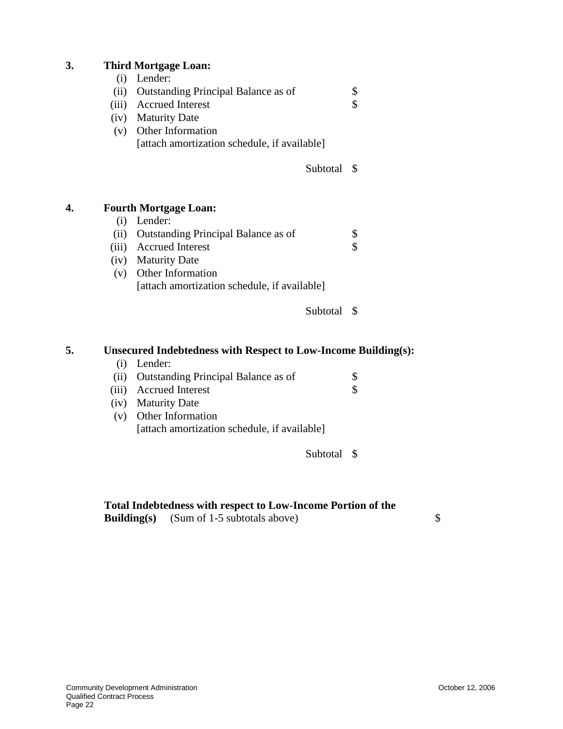**3. Third Mortgage Loan:**

- (i) Lender:
- (ii) Outstanding Principal Balance as of $
- (iii) Accrued Interest $
- (iv) Maturity Date
- (v) Other Information
  [attach amortization schedule, if available]

Subtotal $

**4. Fourth Mortgage Loan:**

- (i) Lender:
- (ii) Outstanding Principal Balance as of $
- (iii) Accrued Interest $
- (iv) Maturity Date
- (v) Other Information
  [attach amortization schedule, if available]

Subtotal $

**5. Unsecured Indebtedness with Respect to Low-Income Building(s):**

- (i) Lender:
- (ii) Outstanding Principal Balance as of $
- (iii) Accrued Interest $
- (iv) Maturity Date
- (v) Other Information
  [attach amortization schedule, if available]

Subtotal $

**Total Indebtedness with respect to Low-Income Portion of the Building(s)** (Sum of 1-5 subtotals above) $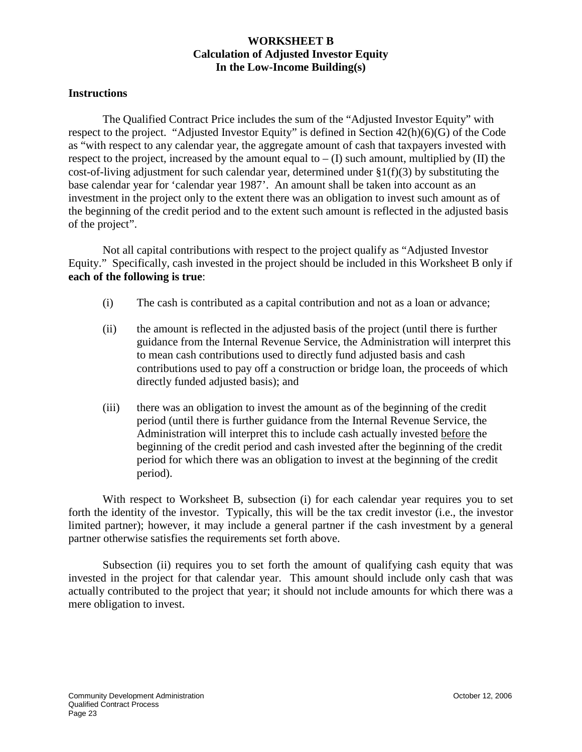# WORKSHEET B
## Calculation of Adjusted Investor Equity In the Low-Income Building(s)

### Instructions

The Qualified Contract Price includes the sum of the "Adjusted Investor Equity" with respect to the project. "Adjusted Investor Equity" is defined in Section 42(h)(6)(G) of the Code as "with respect to any calendar year, the aggregate amount of cash that taxpayers invested with respect to the project, increased by the amount equal to – (I) such amount, multiplied by (II) the cost-of-living adjustment for such calendar year, determined under §1(f)(3) by substituting the base calendar year for 'calendar year 1987'. An amount shall be taken into account as an investment in the project only to the extent there was an obligation to invest such amount as of the beginning of the credit period and to the extent such amount is reflected in the adjusted basis of the project".

Not all capital contributions with respect to the project qualify as "Adjusted Investor Equity." Specifically, cash invested in the project should be included in this Worksheet B only if **each of the following is true**:

(i) The cash is contributed as a capital contribution and not as a loan or advance;

(ii) the amount is reflected in the adjusted basis of the project (until there is further guidance from the Internal Revenue Service, the Administration will interpret this to mean cash contributions used to directly fund adjusted basis and cash contributions used to pay off a construction or bridge loan, the proceeds of which directly funded adjusted basis); and

(iii) there was an obligation to invest the amount as of the beginning of the credit period (until there is further guidance from the Internal Revenue Service, the Administration will interpret this to include cash actually invested <u>before</u> the beginning of the credit period and cash invested after the beginning of the credit period for which there was an obligation to invest at the beginning of the credit period).

With respect to Worksheet B, subsection (i) for each calendar year requires you to set forth the identity of the investor. Typically, this will be the tax credit investor (i.e., the investor limited partner); however, it may include a general partner if the cash investment by a general partner otherwise satisfies the requirements set forth above.

Subsection (ii) requires you to set forth the amount of qualifying cash equity that was invested in the project for that calendar year. This amount should include only cash that was actually contributed to the project that year; it should not include amounts for which there was a mere obligation to invest.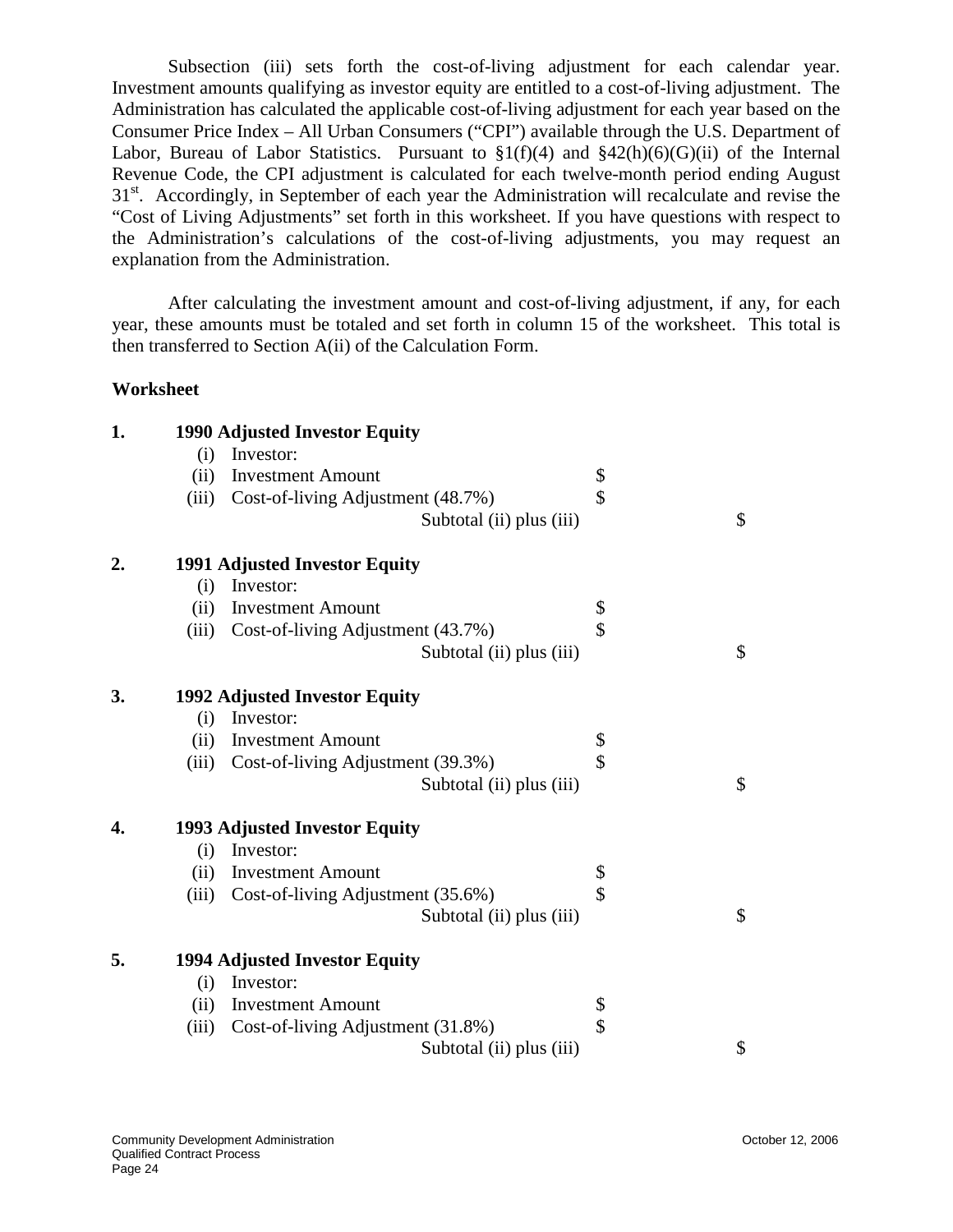Subsection (iii) sets forth the cost-of-living adjustment for each calendar year. Investment amounts qualifying as investor equity are entitled to a cost-of-living adjustment. The Administration has calculated the applicable cost-of-living adjustment for each year based on the Consumer Price Index – All Urban Consumers ("CPI") available through the U.S. Department of Labor, Bureau of Labor Statistics. Pursuant to §1(f)(4) and §42(h)(6)(G)(ii) of the Internal Revenue Code, the CPI adjustment is calculated for each twelve-month period ending August 31st. Accordingly, in September of each year the Administration will recalculate and revise the "Cost of Living Adjustments" set forth in this worksheet. If you have questions with respect to the Administration's calculations of the cost-of-living adjustments, you may request an explanation from the Administration.

After calculating the investment amount and cost-of-living adjustment, if any, for each year, these amounts must be totaled and set forth in column 15 of the worksheet. This total is then transferred to Section A(ii) of the Calculation Form.

**Worksheet**

**1. 1990 Adjusted Investor Equity**

(i) Investor:
(ii) Investment Amount $
(iii) Cost-of-living Adjustment (48.7%) $
Subtotal (ii) plus (iii) $

**2. 1991 Adjusted Investor Equity**

(i) Investor:
(ii) Investment Amount $
(iii) Cost-of-living Adjustment (43.7%) $
Subtotal (ii) plus (iii) $

**3. 1992 Adjusted Investor Equity**

(i) Investor:
(ii) Investment Amount $
(iii) Cost-of-living Adjustment (39.3%) $
Subtotal (ii) plus (iii) $

**4. 1993 Adjusted Investor Equity**

(i) Investor:
(ii) Investment Amount $
(iii) Cost-of-living Adjustment (35.6%) $
Subtotal (ii) plus (iii) $

**5. 1994 Adjusted Investor Equity**

(i) Investor:
(ii) Investment Amount $
(iii) Cost-of-living Adjustment (31.8%) $
Subtotal (ii) plus (iii) $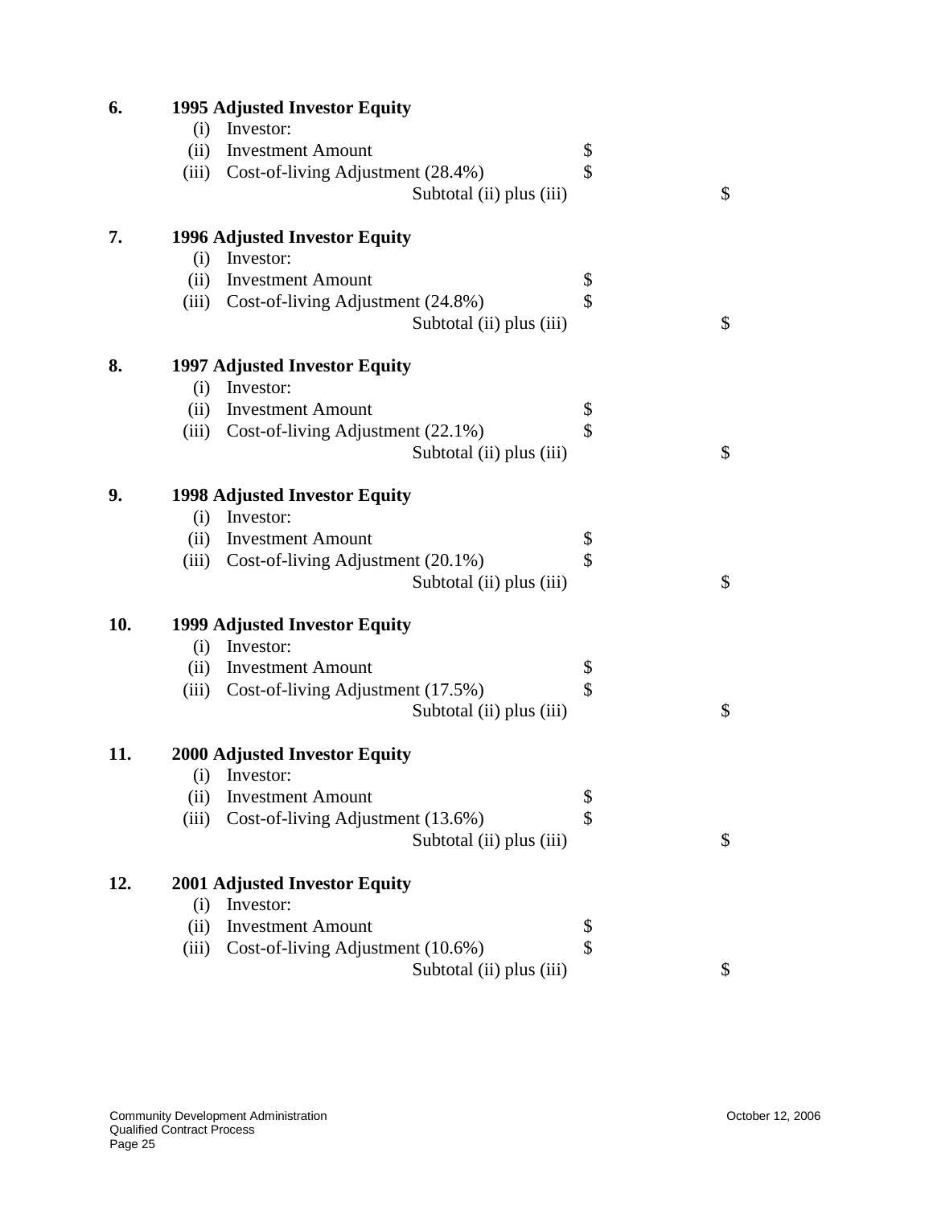**6.** **1995 Adjusted Investor Equity**

| | | | |
|---|---|---|---|
| (i) | Investor: | | |
| (ii) | Investment Amount | $ | |
| (iii) | Cost-of-living Adjustment (28.4%) | $ | |
| | Subtotal (ii) plus (iii) | | $ |

**7.** **1996 Adjusted Investor Equity**

| | | | |
|---|---|---|---|
| (i) | Investor: | | |
| (ii) | Investment Amount | $ | |
| (iii) | Cost-of-living Adjustment (24.8%) | $ | |
| | Subtotal (ii) plus (iii) | | $ |

**8.** **1997 Adjusted Investor Equity**

| | | | |
|---|---|---|---|
| (i) | Investor: | | |
| (ii) | Investment Amount | $ | |
| (iii) | Cost-of-living Adjustment (22.1%) | $ | |
| | Subtotal (ii) plus (iii) | | $ |

**9.** **1998 Adjusted Investor Equity**

| | | | |
|---|---|---|---|
| (i) | Investor: | | |
| (ii) | Investment Amount | $ | |
| (iii) | Cost-of-living Adjustment (20.1%) | $ | |
| | Subtotal (ii) plus (iii) | | $ |

**10.** **1999 Adjusted Investor Equity**

| | | | |
|---|---|---|---|
| (i) | Investor: | | |
| (ii) | Investment Amount | $ | |
| (iii) | Cost-of-living Adjustment (17.5%) | $ | |
| | Subtotal (ii) plus (iii) | | $ |

**11.** **2000 Adjusted Investor Equity**

| | | | |
|---|---|---|---|
| (i) | Investor: | | |
| (ii) | Investment Amount | $ | |
| (iii) | Cost-of-living Adjustment (13.6%) | $ | |
| | Subtotal (ii) plus (iii) | | $ |

**12.** **2001 Adjusted Investor Equity**

| | | | |
|---|---|---|---|
| (i) | Investor: | | |
| (ii) | Investment Amount | $ | |
| (iii) | Cost-of-living Adjustment (10.6%) | $ | |
| | Subtotal (ii) plus (iii) | | $ |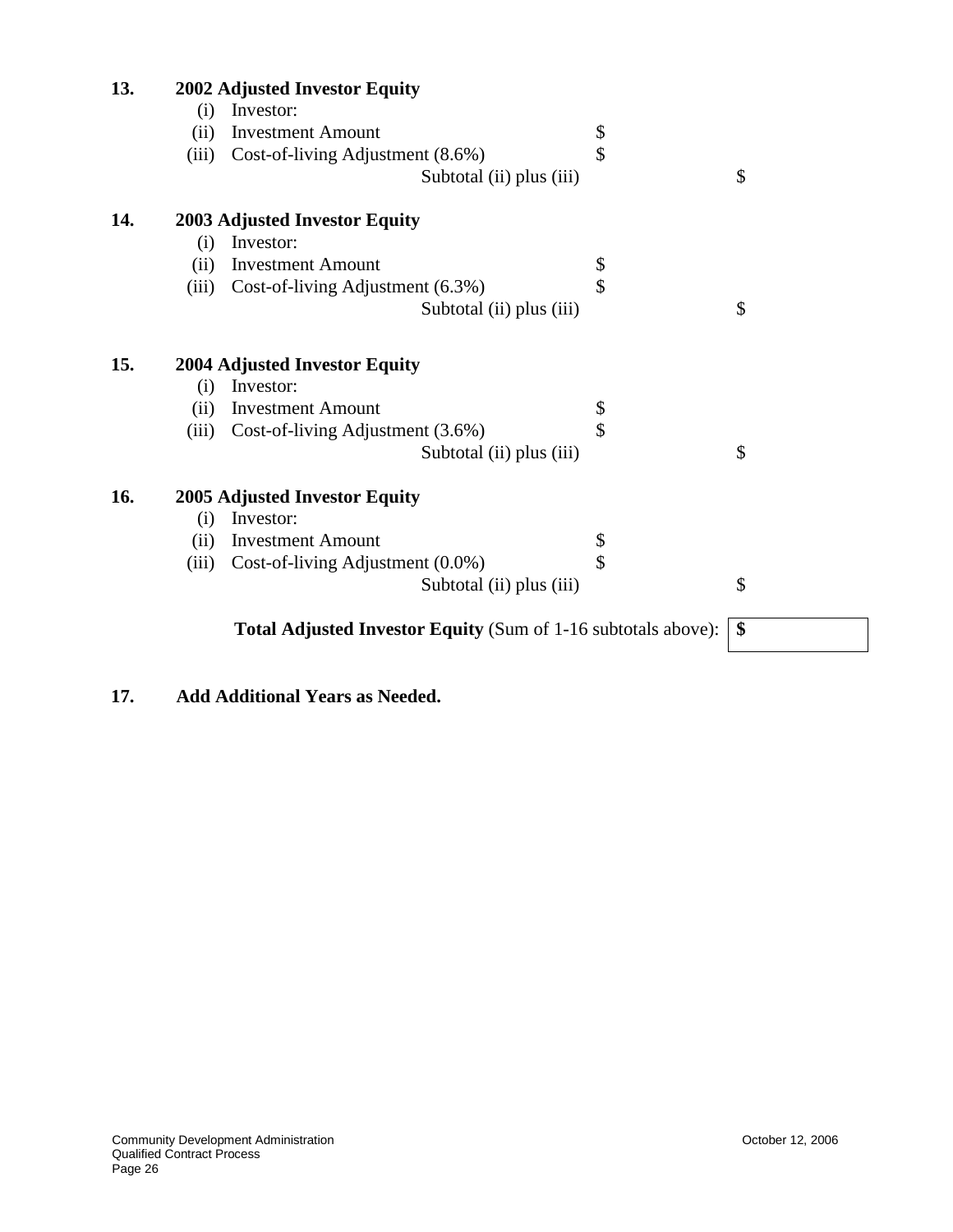**13. 2002 Adjusted Investor Equity**

| | | | |
|---|---|---|---|
| (i) | Investor: | | |
| (ii) | Investment Amount | $ | |
| (iii) | Cost-of-living Adjustment (8.6%) | $ | |
| | Subtotal (ii) plus (iii) | | $ |

**14. 2003 Adjusted Investor Equity**

| | | | |
|---|---|---|---|
| (i) | Investor: | | |
| (ii) | Investment Amount | $ | |
| (iii) | Cost-of-living Adjustment (6.3%) | $ | |
| | Subtotal (ii) plus (iii) | | $ |

**15. 2004 Adjusted Investor Equity**

| | | | |
|---|---|---|---|
| (i) | Investor: | | |
| (ii) | Investment Amount | $ | |
| (iii) | Cost-of-living Adjustment (3.6%) | $ | |
| | Subtotal (ii) plus (iii) | | $ |

**16. 2005 Adjusted Investor Equity**

| | | | |
|---|---|---|---|
| (i) | Investor: | | |
| (ii) | Investment Amount | $ | |
| (iii) | Cost-of-living Adjustment (0.0%) | $ | |
| | Subtotal (ii) plus (iii) | | $ |

**Total Adjusted Investor Equity** (Sum of 1-16 subtotals above): **$**

**17. Add Additional Years as Needed.**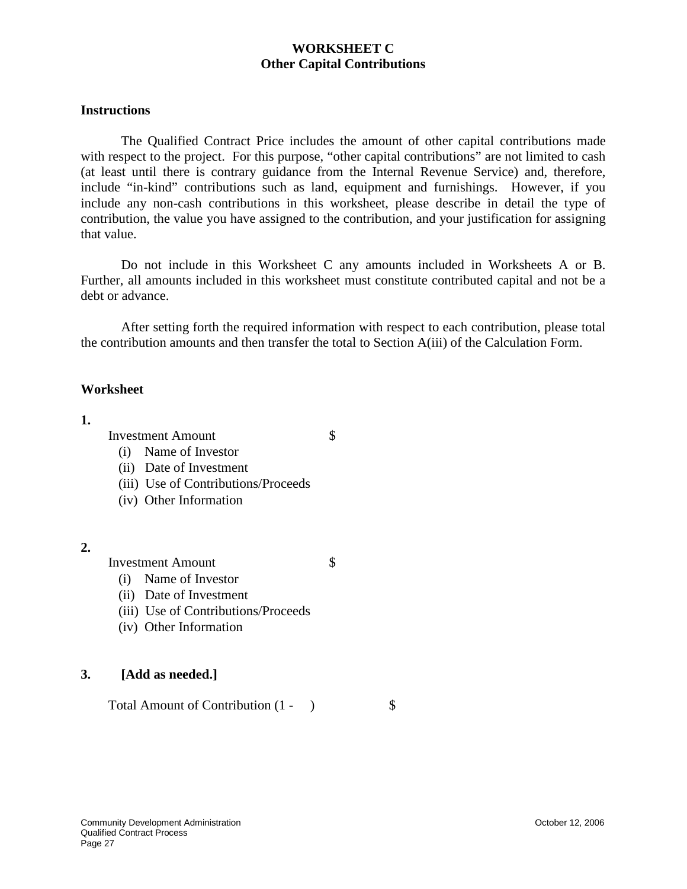# WORKSHEET C
## Other Capital Contributions

**Instructions**

The Qualified Contract Price includes the amount of other capital contributions made with respect to the project. For this purpose, "other capital contributions" are not limited to cash (at least until there is contrary guidance from the Internal Revenue Service) and, therefore, include "in-kind" contributions such as land, equipment and furnishings. However, if you include any non-cash contributions in this worksheet, please describe in detail the type of contribution, the value you have assigned to the contribution, and your justification for assigning that value.

Do not include in this Worksheet C any amounts included in Worksheets A or B. Further, all amounts included in this worksheet must constitute contributed capital and not be a debt or advance.

After setting forth the required information with respect to each contribution, please total the contribution amounts and then transfer the total to Section A(iii) of the Calculation Form.

**Worksheet**

**1.**

Investment Amount $

(i) Name of Investor
(ii) Date of Investment
(iii) Use of Contributions/Proceeds
(iv) Other Information

**2.**

Investment Amount $

(i) Name of Investor
(ii) Date of Investment
(iii) Use of Contributions/Proceeds
(iv) Other Information

**3. [Add as needed.]**

Total Amount of Contribution (1 - ) $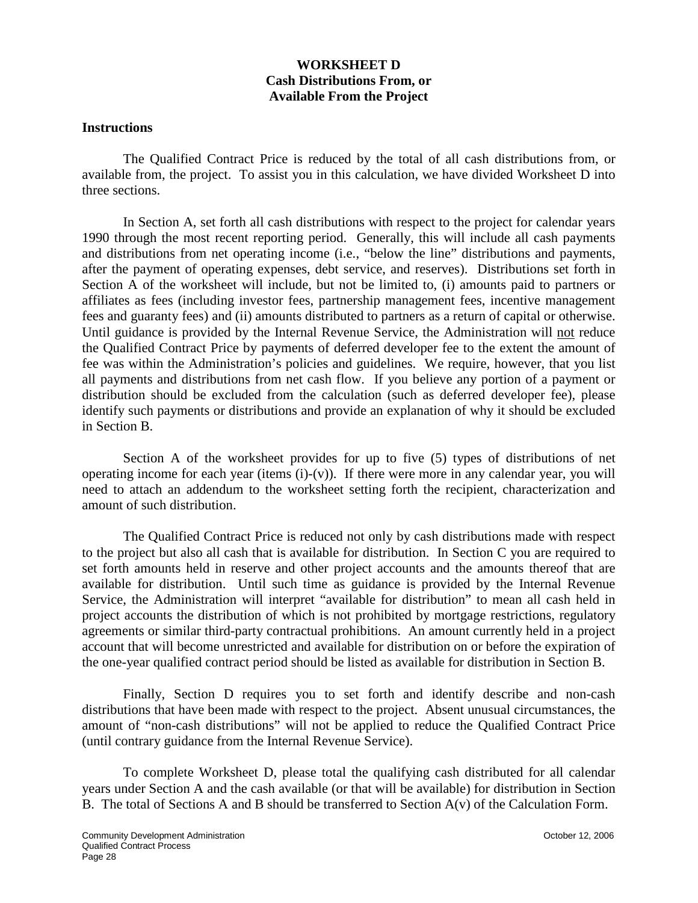**WORKSHEET D**
**Cash Distributions From, or**
**Available From the Project**

**Instructions**

The Qualified Contract Price is reduced by the total of all cash distributions from, or available from, the project. To assist you in this calculation, we have divided Worksheet D into three sections.

In Section A, set forth all cash distributions with respect to the project for calendar years 1990 through the most recent reporting period. Generally, this will include all cash payments and distributions from net operating income (i.e., "below the line" distributions and payments, after the payment of operating expenses, debt service, and reserves). Distributions set forth in Section A of the worksheet will include, but not be limited to, (i) amounts paid to partners or affiliates as fees (including investor fees, partnership management fees, incentive management fees and guaranty fees) and (ii) amounts distributed to partners as a return of capital or otherwise. Until guidance is provided by the Internal Revenue Service, the Administration will not reduce the Qualified Contract Price by payments of deferred developer fee to the extent the amount of fee was within the Administration's policies and guidelines. We require, however, that you list all payments and distributions from net cash flow. If you believe any portion of a payment or distribution should be excluded from the calculation (such as deferred developer fee), please identify such payments or distributions and provide an explanation of why it should be excluded in Section B.

Section A of the worksheet provides for up to five (5) types of distributions of net operating income for each year (items (i)-(v)). If there were more in any calendar year, you will need to attach an addendum to the worksheet setting forth the recipient, characterization and amount of such distribution.

The Qualified Contract Price is reduced not only by cash distributions made with respect to the project but also all cash that is available for distribution. In Section C you are required to set forth amounts held in reserve and other project accounts and the amounts thereof that are available for distribution. Until such time as guidance is provided by the Internal Revenue Service, the Administration will interpret "available for distribution" to mean all cash held in project accounts the distribution of which is not prohibited by mortgage restrictions, regulatory agreements or similar third-party contractual prohibitions. An amount currently held in a project account that will become unrestricted and available for distribution on or before the expiration of the one-year qualified contract period should be listed as available for distribution in Section B.

Finally, Section D requires you to set forth and identify describe and non-cash distributions that have been made with respect to the project. Absent unusual circumstances, the amount of "non-cash distributions" will not be applied to reduce the Qualified Contract Price (until contrary guidance from the Internal Revenue Service).

To complete Worksheet D, please total the qualifying cash distributed for all calendar years under Section A and the cash available (or that will be available) for distribution in Section B. The total of Sections A and B should be transferred to Section A(v) of the Calculation Form.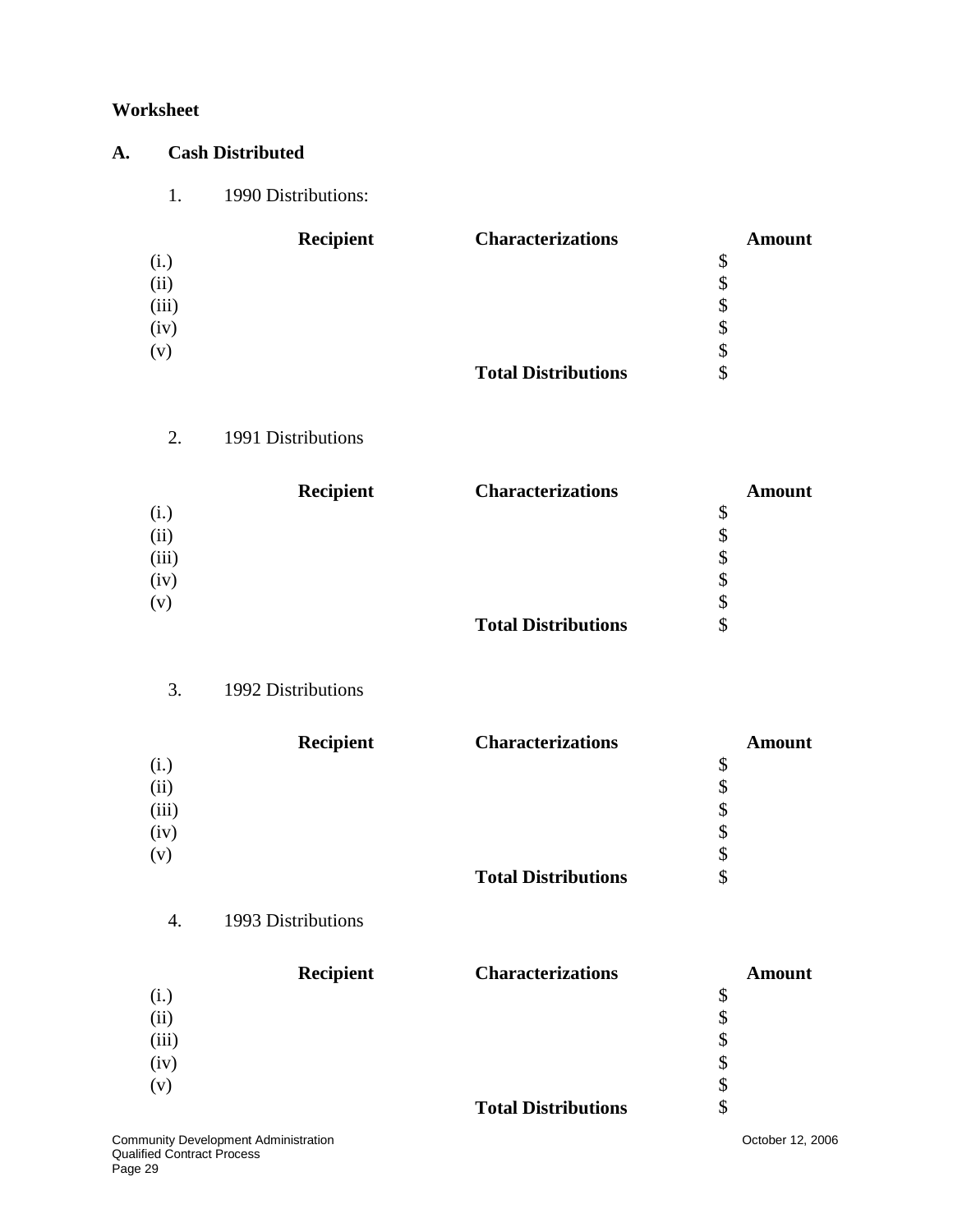**Worksheet**

**A. Cash Distributed**

1. 1990 Distributions:

| | Recipient | Characterizations | Amount |
|---|---|---|---|
| (i.) | | | $ |
| (ii) | | | $ |
| (iii) | | | $ |
| (iv) | | | $ |
| (v) | | | $ |
| | | **Total Distributions** | $ |

2. 1991 Distributions

| | Recipient | Characterizations | Amount |
|---|---|---|---|
| (i.) | | | $ |
| (ii) | | | $ |
| (iii) | | | $ |
| (iv) | | | $ |
| (v) | | | $ |
| | | **Total Distributions** | $ |

3. 1992 Distributions

| | Recipient | Characterizations | Amount |
|---|---|---|---|
| (i.) | | | $ |
| (ii) | | | $ |
| (iii) | | | $ |
| (iv) | | | $ |
| (v) | | | $ |
| | | **Total Distributions** | $ |

4. 1993 Distributions

| | Recipient | Characterizations | Amount |
|---|---|---|---|
| (i.) | | | $ |
| (ii) | | | $ |
| (iii) | | | $ |
| (iv) | | | $ |
| (v) | | | $ |
| | | **Total Distributions** | $ |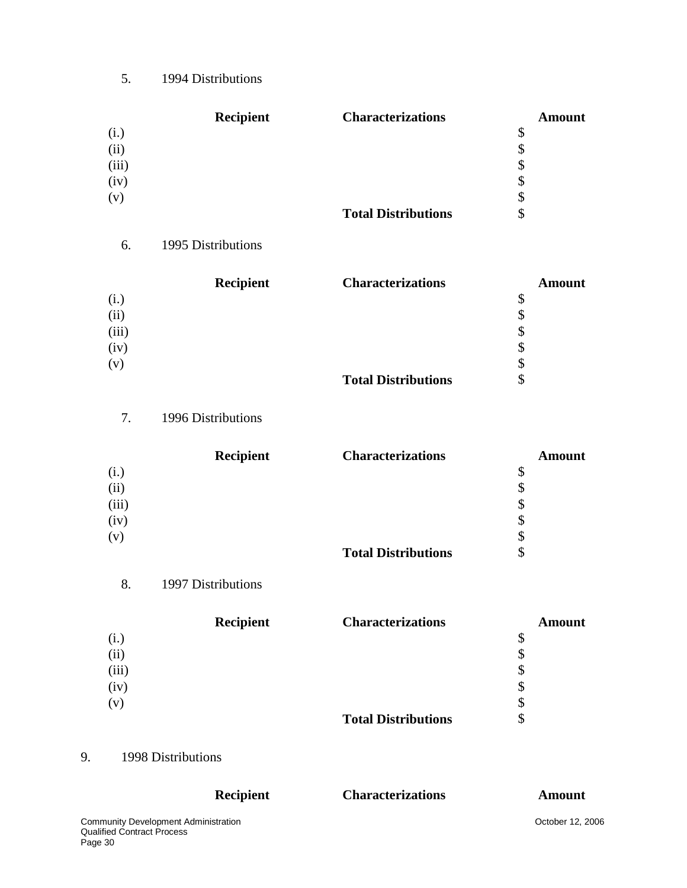5. 1994 Distributions

| | Recipient | Characterizations | Amount |
|---|---|---|---|
| (i.) | | | $ |
| (ii) | | | $ |
| (iii) | | | $ |
| (iv) | | | $ |
| (v) | | | $ |
| | | **Total Distributions** | $ |

6. 1995 Distributions

| | Recipient | Characterizations | Amount |
|---|---|---|---|
| (i.) | | | $ |
| (ii) | | | $ |
| (iii) | | | $ |
| (iv) | | | $ |
| (v) | | | $ |
| | | **Total Distributions** | $ |

7. 1996 Distributions

| | Recipient | Characterizations | Amount |
|---|---|---|---|
| (i.) | | | $ |
| (ii) | | | $ |
| (iii) | | | $ |
| (iv) | | | $ |
| (v) | | | $ |
| | | **Total Distributions** | $ |

8. 1997 Distributions

| | Recipient | Characterizations | Amount |
|---|---|---|---|
| (i.) | | | $ |
| (ii) | | | $ |
| (iii) | | | $ |
| (iv) | | | $ |
| (v) | | | $ |
| | | **Total Distributions** | $ |

9. 1998 Distributions

| | Recipient | Characterizations | Amount |
|---|---|---|---|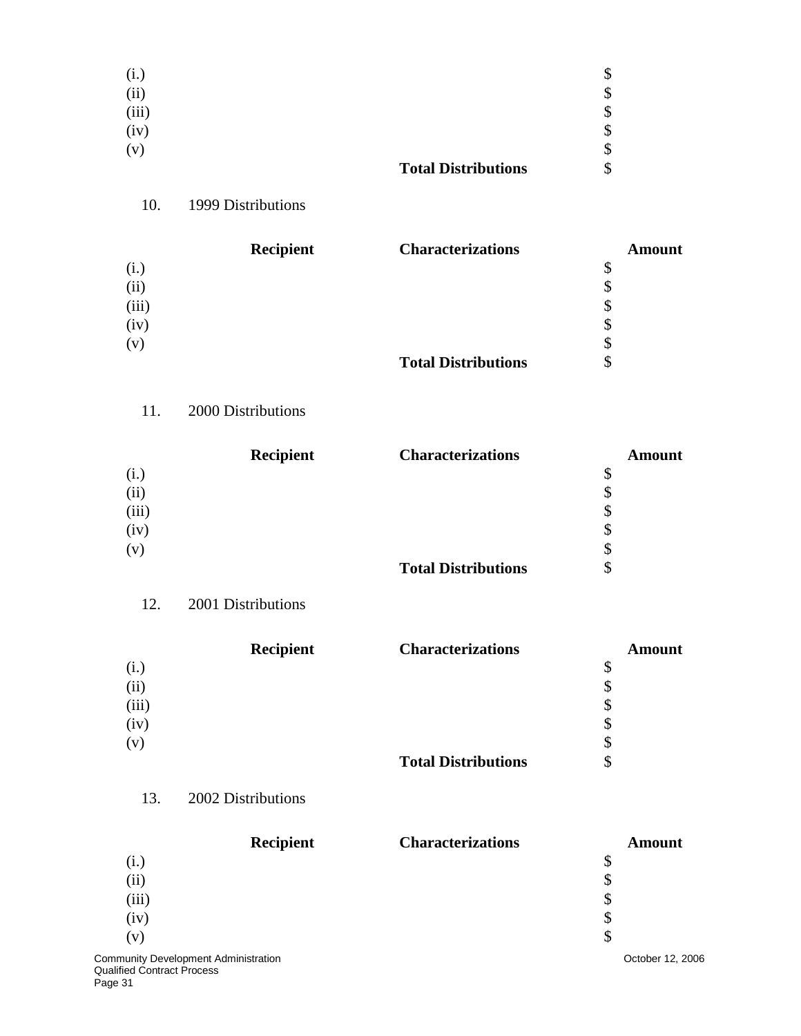| | | | |
|---|---|---|---|
| (i.) | | | $ |
| (ii) | | | $ |
| (iii) | | | $ |
| (iv) | | | $ |
| (v) | | | $ |
| | | **Total Distributions** | $ |

10. 1999 Distributions

| | **Recipient** | **Characterizations** | **Amount** |
|---|---|---|---|
| (i.) | | | $ |
| (ii) | | | $ |
| (iii) | | | $ |
| (iv) | | | $ |
| (v) | | | $ |
| | | **Total Distributions** | $ |

11. 2000 Distributions

| | **Recipient** | **Characterizations** | **Amount** |
|---|---|---|---|
| (i.) | | | $ |
| (ii) | | | $ |
| (iii) | | | $ |
| (iv) | | | $ |
| (v) | | | $ |
| | | **Total Distributions** | $ |

12. 2001 Distributions

| | **Recipient** | **Characterizations** | **Amount** |
|---|---|---|---|
| (i.) | | | $ |
| (ii) | | | $ |
| (iii) | | | $ |
| (iv) | | | $ |
| (v) | | | $ |
| | | **Total Distributions** | $ |

13. 2002 Distributions

| | **Recipient** | **Characterizations** | **Amount** |
|---|---|---|---|
| (i.) | | | $ |
| (ii) | | | $ |
| (iii) | | | $ |
| (iv) | | | $ |
| (v) | | | $ |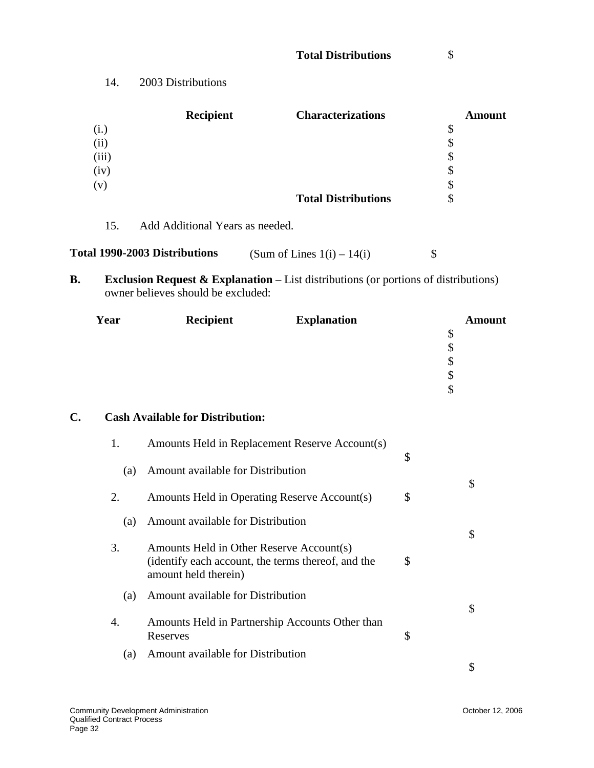| | | Total Distributions | $ |
|---|---|---|---|

14. 2003 Distributions

| | Recipient | Characterizations | Amount |
|---|---|---|---|
| (i.) | | | $ |
| (ii) | | | $ |
| (iii) | | | $ |
| (iv) | | | $ |
| (v) | | | $ |
| | | **Total Distributions** | $ |

15. Add Additional Years as needed.

**Total 1990-2003 Distributions** (Sum of Lines 1(i) – 14(i) $

**B. Exclusion Request & Explanation** – List distributions (or portions of distributions) owner believes should be excluded:

| Year | Recipient | Explanation | Amount |
|---|---|---|---|
| | | | $ |
| | | | $ |
| | | | $ |
| | | | $ |
| | | | $ |

**C. Cash Available for Distribution:**

| | | | |
|---|---|---|---|
| 1. | Amounts Held in Replacement Reserve Account(s) | $ | |
| (a) | Amount available for Distribution | | $ |
| 2. | Amounts Held in Operating Reserve Account(s) | $ | |
| (a) | Amount available for Distribution | | $ |
| 3. | Amounts Held in Other Reserve Account(s) (identify each account, the terms thereof, and the amount held therein) | $ | |
| (a) | Amount available for Distribution | | $ |
| 4. | Amounts Held in Partnership Accounts Other than Reserves | $ | |
| (a) | Amount available for Distribution | | $ |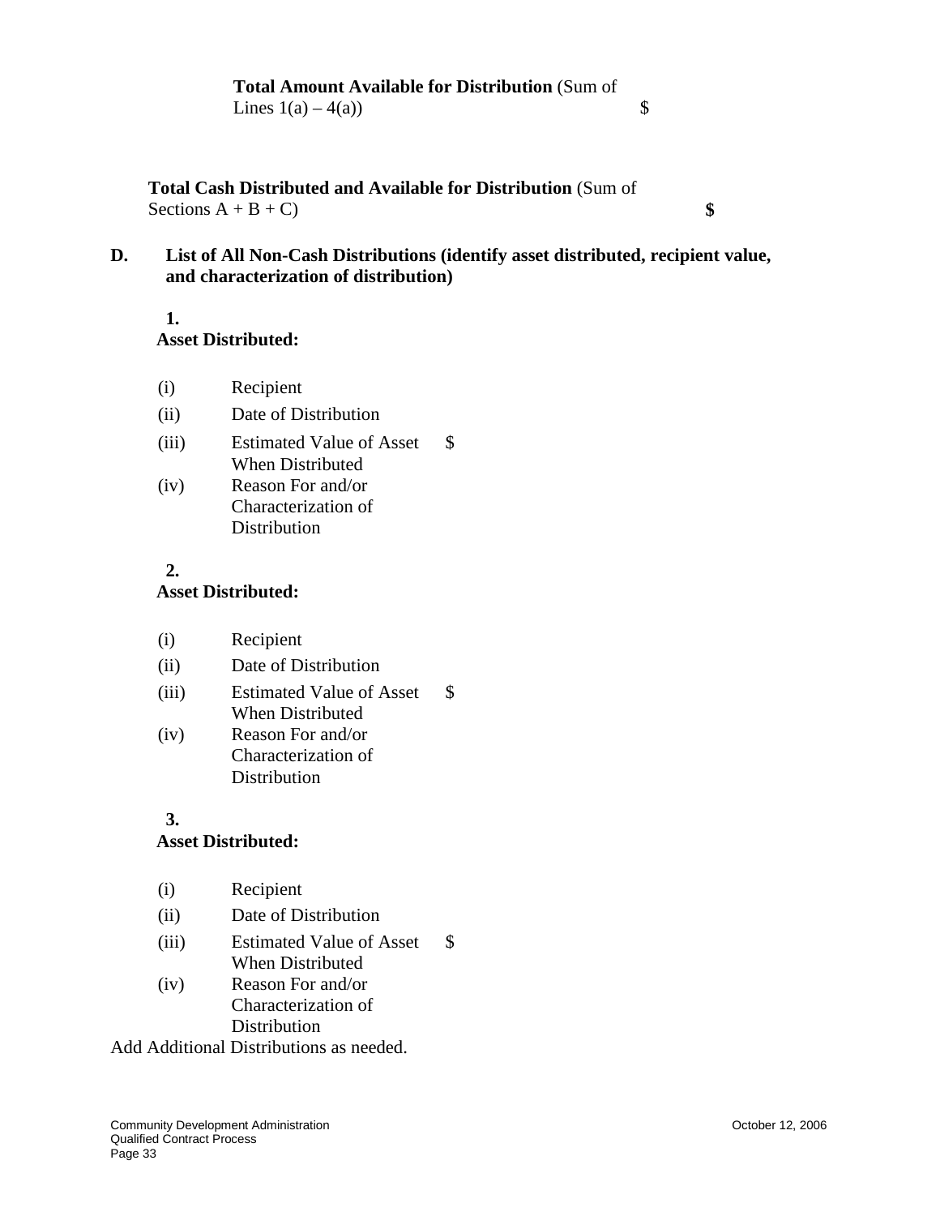**Total Amount Available for Distribution** (Sum of Lines 1(a) – 4(a)) $

**Total Cash Distributed and Available for Distribution** (Sum of Sections A + B + C) **$**

**D. List of All Non-Cash Distributions (identify asset distributed, recipient value, and characterization of distribution)**

**1.**
**Asset Distributed:**

| | | |
|---|---|---|
| (i) | Recipient | |
| (ii) | Date of Distribution | |
| (iii) | Estimated Value of Asset When Distributed | $ |
| (iv) | Reason For and/or Characterization of Distribution | |

**2.**
**Asset Distributed:**

| | | |
|---|---|---|
| (i) | Recipient | |
| (ii) | Date of Distribution | |
| (iii) | Estimated Value of Asset When Distributed | $ |
| (iv) | Reason For and/or Characterization of Distribution | |

**3.**
**Asset Distributed:**

| | | |
|---|---|---|
| (i) | Recipient | |
| (ii) | Date of Distribution | |
| (iii) | Estimated Value of Asset When Distributed | $ |
| (iv) | Reason For and/or Characterization of Distribution | |

Add Additional Distributions as needed.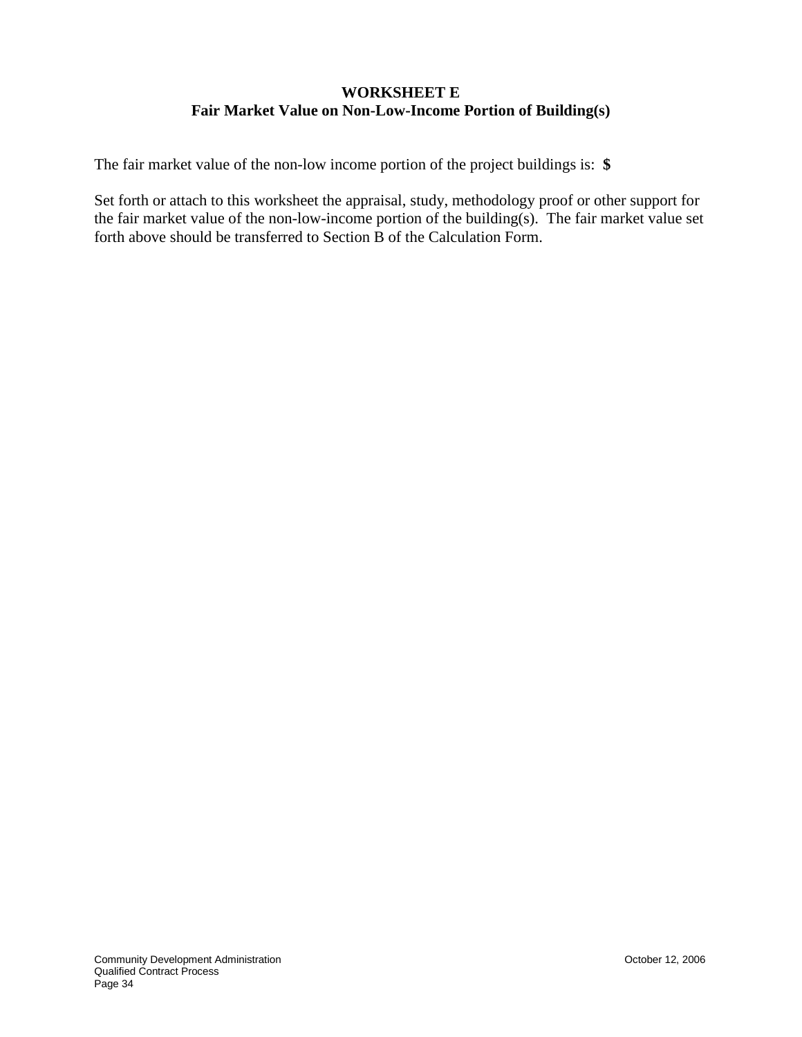# WORKSHEET E
## Fair Market Value on Non-Low-Income Portion of Building(s)

The fair market value of the non-low income portion of the project buildings is: **$**

Set forth or attach to this worksheet the appraisal, study, methodology proof or other support for the fair market value of the non-low-income portion of the building(s). The fair market value set forth above should be transferred to Section B of the Calculation Form.